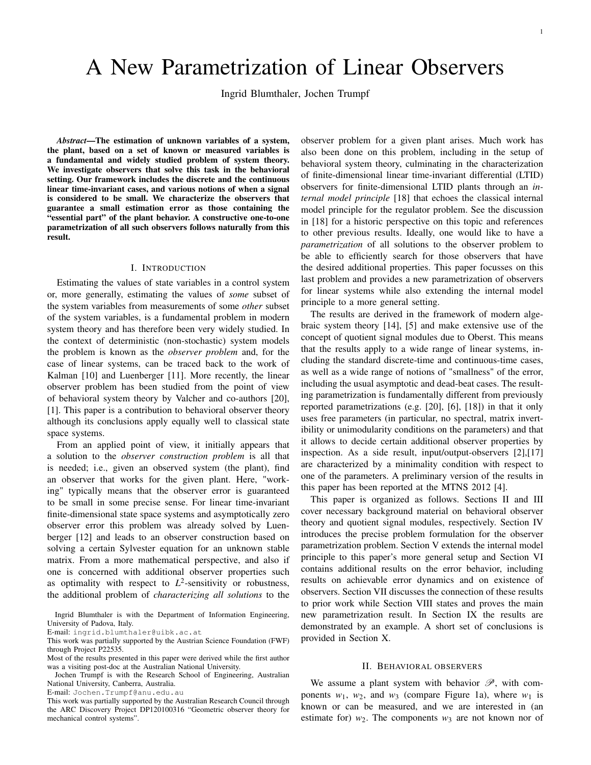# A New Parametrization of Linear Observers

Ingrid Blumthaler, Jochen Trumpf

***Abstract*—The estimation of unknown variables of a system, the plant, based on a set of known or measured variables is a fundamental and widely studied problem of system theory. We investigate observers that solve this task in the behavioral setting. Our framework includes the discrete and the continuous linear time-invariant cases, and various notions of when a signal is considered to be small. We characterize the observers that guarantee a small estimation error as those containing the "essential part" of the plant behavior. A constructive one-to-one parametrization of all such observers follows naturally from this result.**

## I. Introduction

Estimating the values of state variables in a control system or, more generally, estimating the values of *some* subset of the system variables from measurements of some *other* subset of the system variables, is a fundamental problem in modern system theory and has therefore been very widely studied. In the context of deterministic (non-stochastic) system models the problem is known as the *observer problem* and, for the case of linear systems, can be traced back to the work of Kalman [10] and Luenberger [11]. More recently, the linear observer problem has been studied from the point of view of behavioral system theory by Valcher and co-authors [20], [1]. This paper is a contribution to behavioral observer theory although its conclusions apply equally well to classical state space systems.

From an applied point of view, it initially appears that a solution to the *observer construction problem* is all that is needed; i.e., given an observed system (the plant), find an observer that works for the given plant. Here, "working" typically means that the observer error is guaranteed to be small in some precise sense. For linear time-invariant finite-dimensional state space systems and asymptotically zero observer error this problem was already solved by Luenberger [12] and leads to an observer construction based on solving a certain Sylvester equation for an unknown stable matrix. From a more mathematical perspective, and also if one is concerned with additional observer properties such as optimality with respect to $L^2$-sensitivity or robustness, the additional problem of *characterizing all solutions* to the observer problem for a given plant arises. Much work has also been done on this problem, including in the setup of behavioral system theory, culminating in the characterization of finite-dimensional linear time-invariant differential (LTID) observers for finite-dimensional LTID plants through an *internal model principle* [18] that echoes the classical internal model principle for the regulator problem. See the discussion in [18] for a historic perspective on this topic and references to other previous results. Ideally, one would like to have a *parametrization* of all solutions to the observer problem to be able to efficiently search for those observers that have the desired additional properties. This paper focusses on this last problem and provides a new parametrization of observers for linear systems while also extending the internal model principle to a more general setting.

The results are derived in the framework of modern algebraic system theory [14], [5] and make extensive use of the concept of quotient signal modules due to Oberst. This means that the results apply to a wide range of linear systems, including the standard discrete-time and continuous-time cases, as well as a wide range of notions of "smallness" of the error, including the usual asymptotic and dead-beat cases. The resulting parametrization is fundamentally different from previously reported parametrizations (e.g. [20], [6], [18]) in that it only uses free parameters (in particular, no spectral, matrix invertibility or unimodularity conditions on the parameters) and that it allows to decide certain additional observer properties by inspection. As a side result, input/output-observers [2],[17] are characterized by a minimality condition with respect to one of the parameters. A preliminary version of the results in this paper has been reported at the MTNS 2012 [4].

This paper is organized as follows. Sections II and III cover necessary background material on behavioral observer theory and quotient signal modules, respectively. Section IV introduces the precise problem formulation for the observer parametrization problem. Section V extends the internal model principle to this paper's more general setup and Section VI contains additional results on the error behavior, including results on achievable error dynamics and on existence of observers. Section VII discusses the connection of these results to prior work while Section VIII states and proves the main new parametrization result. In Section IX the results are demonstrated by an example. A short set of conclusions is provided in Section X.

## II. Behavioral observers

We assume a plant system with behavior $\mathscr{P}$, with components $w_1$, $w_2$, and $w_3$ (compare Figure 1a), where $w_1$ is known or can be measured, and we are interested in (an estimate for) $w_2$. The components $w_3$ are not known nor of

---

Ingrid Blumthaler is with the Department of Information Engineering, University of Padova, Italy.

E-mail: ingrid.blumthaler@uibk.ac.at

This work was partially supported by the Austrian Science Foundation (FWF) through Project P22535.

Most of the results presented in this paper were derived while the first author was a visiting post-doc at the Australian National University.

Jochen Trumpf is with the Research School of Engineering, Australian National University, Canberra, Australia.

E-mail: Jochen.Trumpf@anu.edu.au

This work was partially supported by the Australian Research Council through the ARC Discovery Project DP120100316 "Geometric observer theory for mechanical control systems".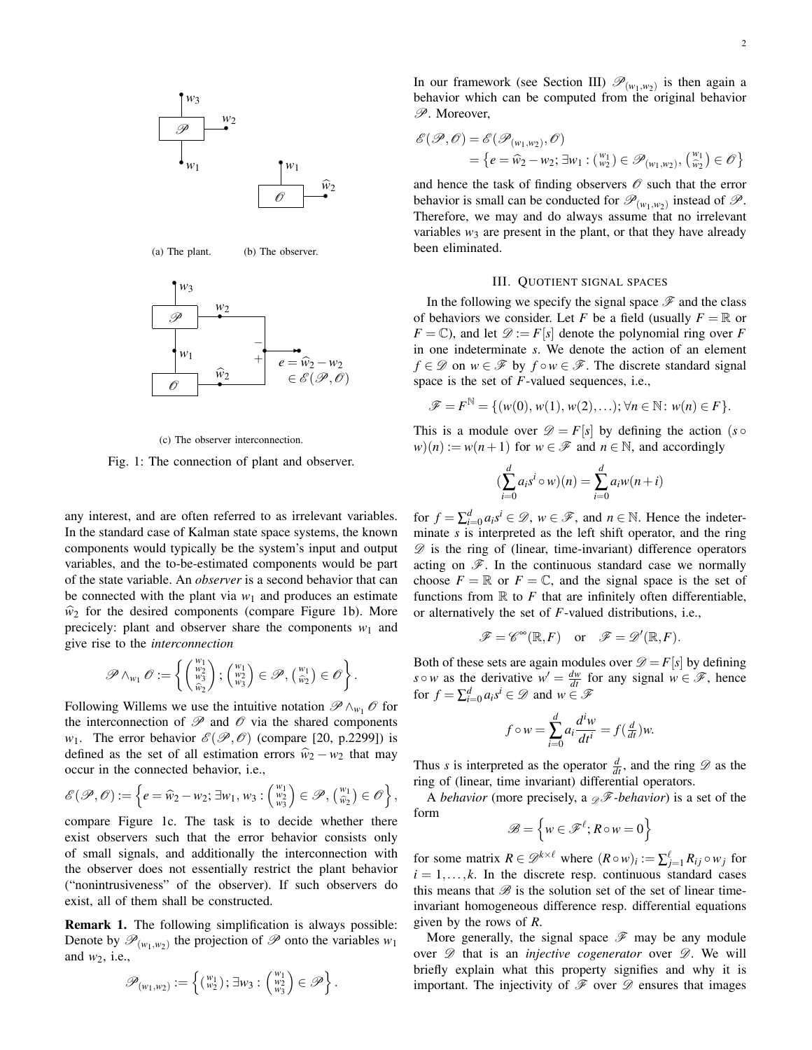(a) The plant. (b) The observer.

(c) The observer interconnection.

Fig. 1: The connection of plant and observer.

any interest, and are often referred to as irrelevant variables. In the standard case of Kalman state space systems, the known components would typically be the system's input and output variables, and the to-be-estimated components would be part of the state variable. An *observer* is a second behavior that can be connected with the plant via $w_1$ and produces an estimate $\widehat{w}_2$ for the desired components (compare Figure 1b). More precicely: plant and observer share the components $w_1$ and give rise to the *interconnection*

$$\mathscr{P} \wedge_{w_1} \mathscr{O} := \left\{ \begin{pmatrix} w_1 \\ w_2 \\ w_3 \\ \widehat{w}_2 \end{pmatrix}; \begin{pmatrix} w_1 \\ w_2 \\ w_3 \end{pmatrix} \in \mathscr{P}, \begin{pmatrix} w_1 \\ \widehat{w}_2 \end{pmatrix} \in \mathscr{O} \right\}.$$

Following Willems we use the intuitive notation $\mathscr{P} \wedge_{w_1} \mathscr{O}$ for the interconnection of $\mathscr{P}$ and $\mathscr{O}$ via the shared components $w_1$. The error behavior $\mathscr{E}(\mathscr{P},\mathscr{O})$ (compare [20, p.2299]) is defined as the set of all estimation errors $\widehat{w}_2 - w_2$ that may occur in the connected behavior, i.e.,

$$\mathscr{E}(\mathscr{P},\mathscr{O}) := \left\{ e = \widehat{w}_2 - w_2; \exists w_1, w_3 : \begin{pmatrix} w_1 \\ w_2 \\ w_3 \end{pmatrix} \in \mathscr{P}, \begin{pmatrix} w_1 \\ \widehat{w}_2 \end{pmatrix} \in \mathscr{O} \right\},$$

compare Figure 1c. The task is to decide whether there exist observers such that the error behavior consists only of small signals, and additionally the interconnection with the observer does not essentially restrict the plant behavior ("nonintrusiveness" of the observer). If such observers do exist, all of them shall be constructed.

**Remark 1.** The following simplification is always possible: Denote by $\mathscr{P}_{(w_1,w_2)}$ the projection of $\mathscr{P}$ onto the variables $w_1$ and $w_2$, i.e.,

$$\mathscr{P}_{(w_1,w_2)} := \left\{ \begin{pmatrix} w_1 \\ w_2 \end{pmatrix}; \exists w_3 : \begin{pmatrix} w_1 \\ w_2 \\ w_3 \end{pmatrix} \in \mathscr{P} \right\}.$$

In our framework (see Section III) $\mathscr{P}_{(w_1,w_2)}$ is then again a behavior which can be computed from the original behavior $\mathscr{P}$. Moreover,

$$\begin{aligned}\mathscr{E}(\mathscr{P},\mathscr{O}) &= \mathscr{E}(\mathscr{P}_{(w_1,w_2)},\mathscr{O}) \\ &= \left\{ e = \widehat{w}_2 - w_2; \exists w_1 : \begin{pmatrix} w_1 \\ w_2 \end{pmatrix} \in \mathscr{P}_{(w_1,w_2)}, \begin{pmatrix} w_1 \\ \widehat{w}_2 \end{pmatrix} \in \mathscr{O} \right\}\end{aligned}$$

and hence the task of finding observers $\mathscr{O}$ such that the error behavior is small can be conducted for $\mathscr{P}_{(w_1,w_2)}$ instead of $\mathscr{P}$. Therefore, we may and do always assume that no irrelevant variables $w_3$ are present in the plant, or that they have already been eliminated.

## III. Quotient signal spaces

In the following we specify the signal space $\mathscr{F}$ and the class of behaviors we consider. Let $F$ be a field (usually $F = \mathbb{R}$ or $F = \mathbb{C}$), and let $\mathscr{D} := F[s]$ denote the polynomial ring over $F$ in one indeterminate $s$. We denote the action of an element $f \in \mathscr{D}$ on $w \in \mathscr{F}$ by $f \circ w \in \mathscr{F}$. The discrete standard signal space is the set of $F$-valued sequences, i.e.,

$$\mathscr{F} = F^{\mathbb{N}} = \{(w(0), w(1), w(2), \ldots); \forall n \in \mathbb{N}\colon w(n) \in F\}.$$

This is a module over $\mathscr{D} = F[s]$ by defining the action $(s \circ w)(n) := w(n+1)$ for $w \in \mathscr{F}$ and $n \in \mathbb{N}$, and accordingly

$$(\sum_{i=0}^{d} a_i s^i \circ w)(n) = \sum_{i=0}^{d} a_i w(n+i)$$

for $f = \sum_{i=0}^{d} a_i s^i \in \mathscr{D}$, $w \in \mathscr{F}$, and $n \in \mathbb{N}$. Hence the indeterminate $s$ is interpreted as the left shift operator, and the ring $\mathscr{D}$ is the ring of (linear, time-invariant) difference operators acting on $\mathscr{F}$. In the continuous standard case we normally choose $F = \mathbb{R}$ or $F = \mathbb{C}$, and the signal space is the set of functions from $\mathbb{R}$ to $F$ that are infinitely often differentiable, or alternatively the set of $F$-valued distributions, i.e.,

$$\mathscr{F} = \mathscr{C}^\infty(\mathbb{R}, F) \quad \text{or} \quad \mathscr{F} = \mathscr{D}'(\mathbb{R}, F).$$

Both of these sets are again modules over $\mathscr{D} = F[s]$ by defining $s \circ w$ as the derivative $w' = \frac{dw}{dt}$ for any signal $w \in \mathscr{F}$, hence for $f = \sum_{i=0}^{d} a_i s^i \in \mathscr{D}$ and $w \in \mathscr{F}$

$$f \circ w = \sum_{i=0}^{d} a_i \frac{d^i w}{dt^i} = f(\tfrac{d}{dt})w.$$

Thus $s$ is interpreted as the operator $\frac{d}{dt}$, and the ring $\mathscr{D}$ as the ring of (linear, time invariant) differential operators.

A *behavior* (more precisely, a ${}_{\mathscr{D}}\mathscr{F}$*-behavior*) is a set of the form

$$\mathscr{B} = \left\{ w \in \mathscr{F}^\ell; R \circ w = 0 \right\}$$

for some matrix $R \in \mathscr{D}^{k \times \ell}$ where $(R \circ w)_i := \sum_{j=1}^{\ell} R_{ij} \circ w_j$ for $i = 1, \ldots, k$. In the discrete resp. continuous standard cases this means that $\mathscr{B}$ is the solution set of the set of linear time-invariant homogeneous difference resp. differential equations given by the rows of $R$.

More generally, the signal space $\mathscr{F}$ may be any module over $\mathscr{D}$ that is an *injective cogenerator* over $\mathscr{D}$. We will briefly explain what this property signifies and why it is important. The injectivity of $\mathscr{F}$ over $\mathscr{D}$ ensures that images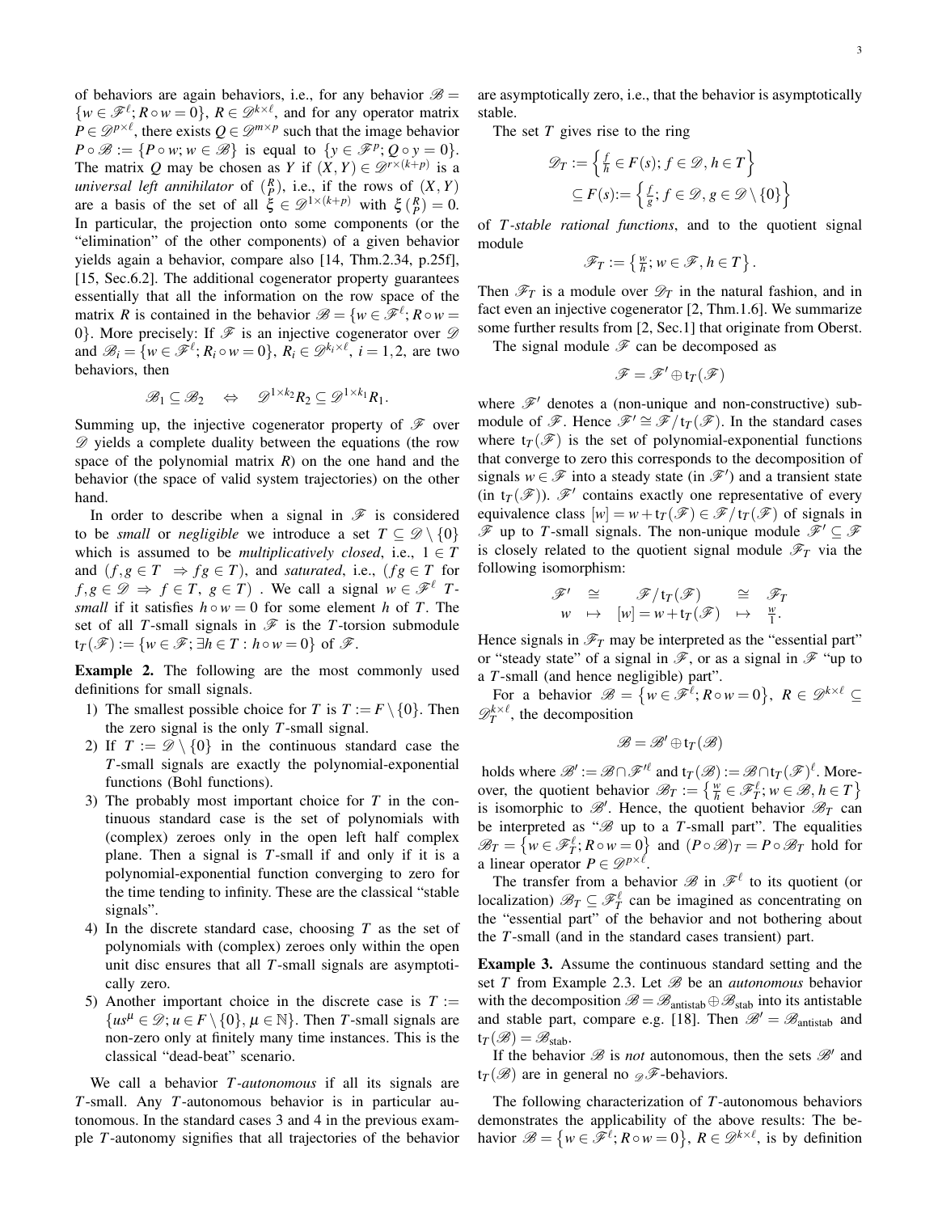of behaviors are again behaviors, i.e., for any behavior $\mathscr{B} = \{w \in \mathscr{F}^\ell; R \circ w = 0\}$, $R \in \mathscr{D}^{k\times\ell}$, and for any operator matrix $P \in \mathscr{D}^{p\times\ell}$, there exists $Q \in \mathscr{D}^{m\times p}$ such that the image behavior $P \circ \mathscr{B} := \{P \circ w; w \in \mathscr{B}\}$ is equal to $\{y \in \mathscr{F}^p; Q \circ y = 0\}$. The matrix $Q$ may be chosen as $Y$ if $(X,Y) \in \mathscr{D}^{r\times(k+p)}$ is a *universal left annihilator* of $\binom{R}{P}$, i.e., if the rows of $(X,Y)$ are a basis of the set of all $\xi \in \mathscr{D}^{1\times(k+p)}$ with $\xi\binom{R}{P} = 0$. In particular, the projection onto some components (or the "elimination" of the other components) of a given behavior yields again a behavior, compare also [14, Thm.2.34, p.25f], [15, Sec.6.2]. The additional cogenerator property guarantees essentially that all the information on the row space of the matrix $R$ is contained in the behavior $\mathscr{B} = \{w \in \mathscr{F}^\ell; R \circ w = 0\}$. More precisely: If $\mathscr{F}$ is an injective cogenerator over $\mathscr{D}$ and $\mathscr{B}_i = \{w \in \mathscr{F}^\ell; R_i \circ w = 0\}$, $R_i \in \mathscr{D}^{k_i\times\ell}$, $i = 1,2$, are two behaviors, then

$$\mathscr{B}_1 \subseteq \mathscr{B}_2 \quad \Leftrightarrow \quad \mathscr{D}^{1\times k_2}R_2 \subseteq \mathscr{D}^{1\times k_1}R_1.$$

Summing up, the injective cogenerator property of $\mathscr{F}$ over $\mathscr{D}$ yields a complete duality between the equations (the row space of the polynomial matrix $R$) on the one hand and the behavior (the space of valid system trajectories) on the other hand.

In order to describe when a signal in $\mathscr{F}$ is considered to be *small* or *negligible* we introduce a set $T \subseteq \mathscr{D}\setminus\{0\}$ which is assumed to be *multiplicatively closed*, i.e., $1 \in T$ and $(f,g \in T \;\Rightarrow fg \in T)$, and *saturated*, i.e., $(fg \in T$ for $f,g \in \mathscr{D} \;\Rightarrow\; f \in T,\; g \in T)$. We call a signal $w \in \mathscr{F}^\ell$ *$T$-small* if it satisfies $h \circ w = 0$ for some element $h$ of $T$. The set of all $T$-small signals in $\mathscr{F}$ is the $T$-torsion submodule $\mathrm{t}_T(\mathscr{F}) := \{w \in \mathscr{F}; \exists h \in T : h \circ w = 0\}$ of $\mathscr{F}$.

**Example 2.** The following are the most commonly used definitions for small signals.

1) The smallest possible choice for $T$ is $T := F\setminus\{0\}$. Then the zero signal is the only $T$-small signal.
2) If $T := \mathscr{D}\setminus\{0\}$ in the continuous standard case the $T$-small signals are exactly the polynomial-exponential functions (Bohl functions).
3) The probably most important choice for $T$ in the continuous standard case is the set of polynomials with (complex) zeroes only in the open left half complex plane. Then a signal is $T$-small if and only if it is a polynomial-exponential function converging to zero for the time tending to infinity. These are the classical "stable signals".
4) In the discrete standard case, choosing $T$ as the set of polynomials with (complex) zeroes only within the open unit disc ensures that all $T$-small signals are asymptotically zero.
5) Another important choice in the discrete case is $T := \{us^\mu \in \mathscr{D}; u \in F\setminus\{0\}, \mu \in \mathbb{N}\}$. Then $T$-small signals are non-zero only at finitely many time instances. This is the classical "dead-beat" scenario.

We call a behavior *$T$-autonomous* if all its signals are $T$-small. Any $T$-autonomous behavior is in particular autonomous. In the standard cases 3 and 4 in the previous example $T$-autonomy signifies that all trajectories of the behavior are asymptotically zero, i.e., that the behavior is asymptotically stable.

The set $T$ gives rise to the ring

$$\mathscr{D}_T := \left\{\tfrac{f}{h} \in F(s); f \in \mathscr{D}, h \in T\right\} \subseteq F(s) := \left\{\tfrac{f}{g}; f \in \mathscr{D}, g \in \mathscr{D}\setminus\{0\}\right\}$$

of *$T$-stable rational functions*, and to the quotient signal module

$$\mathscr{F}_T := \left\{\tfrac{w}{h}; w \in \mathscr{F}, h \in T\right\}.$$

Then $\mathscr{F}_T$ is a module over $\mathscr{D}_T$ in the natural fashion, and in fact even an injective cogenerator [2, Thm.1.6]. We summarize some further results from [2, Sec.1] that originate from Oberst.

The signal module $\mathscr{F}$ can be decomposed as

$$\mathscr{F} = \mathscr{F}' \oplus \mathrm{t}_T(\mathscr{F})$$

where $\mathscr{F}'$ denotes a (non-unique and non-constructive) submodule of $\mathscr{F}$. Hence $\mathscr{F}' \cong \mathscr{F}/\mathrm{t}_T(\mathscr{F})$. In the standard cases where $\mathrm{t}_T(\mathscr{F})$ is the set of polynomial-exponential functions that converge to zero this corresponds to the decomposition of signals $w \in \mathscr{F}$ into a steady state (in $\mathscr{F}'$) and a transient state (in $\mathrm{t}_T(\mathscr{F})$). $\mathscr{F}'$ contains exactly one representative of every equivalence class $[w] = w + \mathrm{t}_T(\mathscr{F}) \in \mathscr{F}/\mathrm{t}_T(\mathscr{F})$ of signals in $\mathscr{F}$ up to $T$-small signals. The non-unique module $\mathscr{F}' \subseteq \mathscr{F}$ is closely related to the quotient signal module $\mathscr{F}_T$ via the following isomorphism:

$$\begin{array}{ccccc} \mathscr{F}' & \cong & \mathscr{F}/\mathrm{t}_T(\mathscr{F}) & \cong & \mathscr{F}_T \\ w & \mapsto & [w] = w + \mathrm{t}_T(\mathscr{F}) & \mapsto & \frac{w}{1}. \end{array}$$

Hence signals in $\mathscr{F}_T$ may be interpreted as the "essential part" or "steady state" of a signal in $\mathscr{F}$, or as a signal in $\mathscr{F}$ "up to a $T$-small (and hence negligible) part".

For a behavior $\mathscr{B} = \{w \in \mathscr{F}^\ell; R \circ w = 0\}$, $R \in \mathscr{D}^{k\times\ell} \subseteq \mathscr{D}_T^{k\times\ell}$, the decomposition

$$\mathscr{B} = \mathscr{B}' \oplus \mathrm{t}_T(\mathscr{B})$$

holds where $\mathscr{B}' := \mathscr{B} \cap \mathscr{F}'^\ell$ and $\mathrm{t}_T(\mathscr{B}) := \mathscr{B} \cap \mathrm{t}_T(\mathscr{F})^\ell$. Moreover, the quotient behavior $\mathscr{B}_T := \left\{\frac{w}{h} \in \mathscr{F}_T^\ell; w \in \mathscr{B}, h \in T\right\}$ is isomorphic to $\mathscr{B}'$. Hence, the quotient behavior $\mathscr{B}_T$ can be interpreted as "$\mathscr{B}$ up to a $T$-small part". The equalities $\mathscr{B}_T = \{w \in \mathscr{F}_T^\ell; R \circ w = 0\}$ and $(P \circ \mathscr{B})_T = P \circ \mathscr{B}_T$ hold for a linear operator $P \in \mathscr{D}^{p\times\ell}$.

The transfer from a behavior $\mathscr{B}$ in $\mathscr{F}^\ell$ to its quotient (or localization) $\mathscr{B}_T \subseteq \mathscr{F}_T^\ell$ can be imagined as concentrating on the "essential part" of the behavior and not bothering about the $T$-small (and in the standard cases transient) part.

**Example 3.** Assume the continuous standard setting and the set $T$ from Example 2.3. Let $\mathscr{B}$ be an *autonomous* behavior with the decomposition $\mathscr{B} = \mathscr{B}_{\text{antistab}} \oplus \mathscr{B}_{\text{stab}}$ into its antistable and stable part, compare e.g. [18]. Then $\mathscr{B}' = \mathscr{B}_{\text{antistab}}$ and $\mathrm{t}_T(\mathscr{B}) = \mathscr{B}_{\text{stab}}$.

If the behavior $\mathscr{B}$ is *not* autonomous, then the sets $\mathscr{B}'$ and $\mathrm{t}_T(\mathscr{B})$ are in general no ${}_{\mathscr{D}}\mathscr{F}$-behaviors.

The following characterization of $T$-autonomous behaviors demonstrates the applicability of the above results: The behavior $\mathscr{B} = \{w \in \mathscr{F}^\ell; R \circ w = 0\}$, $R \in \mathscr{D}^{k\times\ell}$, is by definition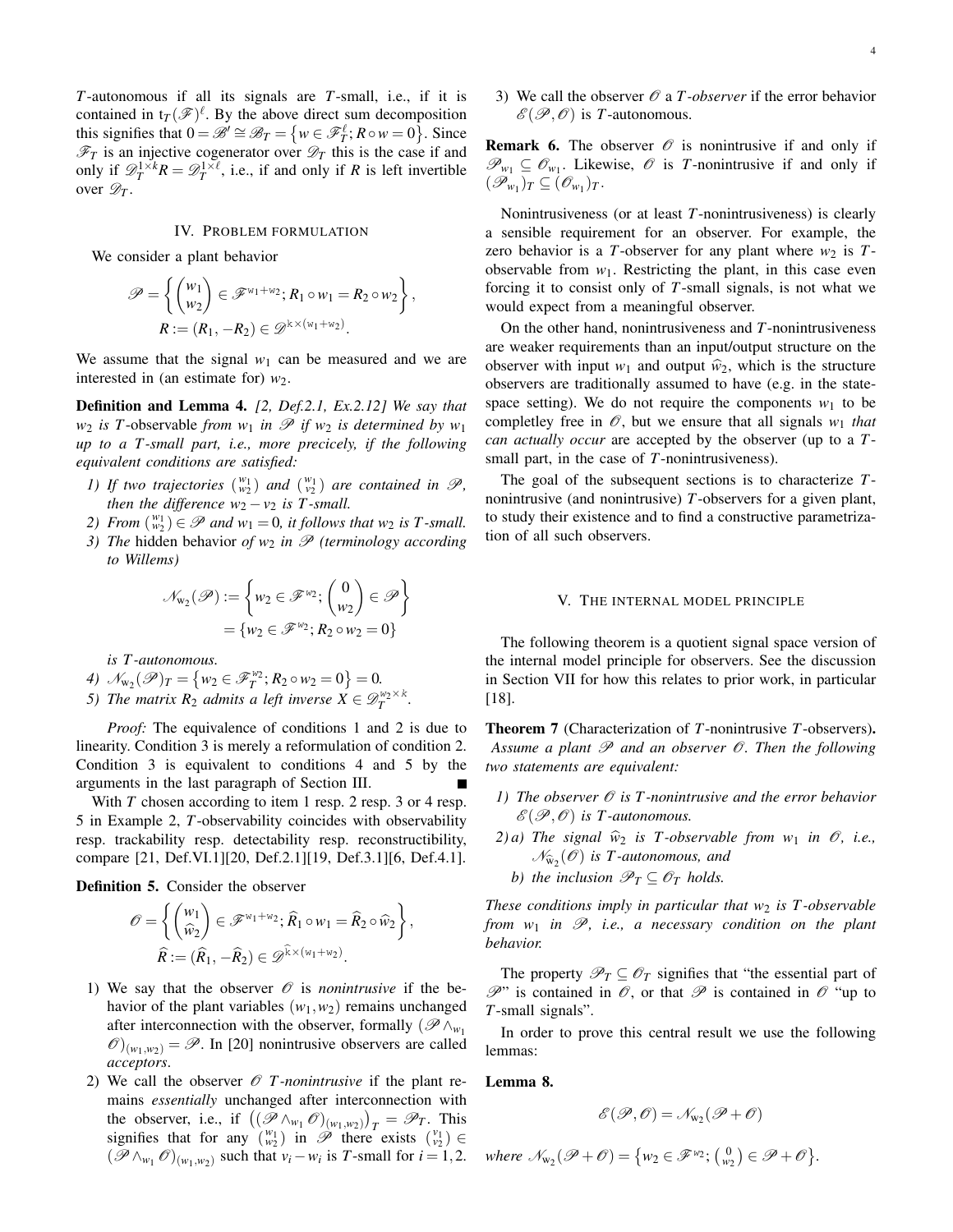$T$-autonomous if all its signals are $T$-small, i.e., if it is contained in $\mathrm{t}_T(\mathscr{F})^\ell$. By the above direct sum decomposition this signifies that $0=\mathscr{B}'\cong\mathscr{B}_T=\left\{w\in\mathscr{F}_T^\ell;\, R\circ w=0\right\}$. Since $\mathscr{F}_T$ is an injective cogenerator over $\mathscr{D}_T$ this is the case if and only if $\mathscr{D}_T^{1\times k}R=\mathscr{D}_T^{1\times\ell}$, i.e., if and only if $R$ is left invertible over $\mathscr{D}_T$.

## IV. Problem formulation

We consider a plant behavior

$$
\mathscr{P}=\left\{\begin{pmatrix}w_1\\ w_2\end{pmatrix}\in\mathscr{F}^{\mathrm{w}_1+\mathrm{w}_2};\, R_1\circ w_1=R_2\circ w_2\right\},
$$
$$
R:=(R_1,-R_2)\in\mathscr{D}^{\mathrm{k}\times(\mathrm{w}_1+\mathrm{w}_2)}.
$$

We assume that the signal $w_1$ can be measured and we are interested in (an estimate for) $w_2$.

**Definition and Lemma 4.** *[2, Def.2.1, Ex.2.12] We say that $w_2$ is $T$-*observable *from $w_1$ in $\mathscr{P}$ if $w_2$ is determined by $w_1$ up to a $T$-small part, i.e., more precicely, if the following equivalent conditions are satisfied:*

1) *If two trajectories $\binom{w_1}{w_2}$ and $\binom{w_1}{v_2}$ are contained in $\mathscr{P}$, then the difference $w_2-v_2$ is $T$-small.*
2) *From $\binom{w_1}{w_2}\in\mathscr{P}$ and $w_1=0$, it follows that $w_2$ is $T$-small.*
3) *The* hidden behavior *of $w_2$ in $\mathscr{P}$ (terminology according to Willems)*
$$
\mathscr{N}_{\mathrm{w}_2}(\mathscr{P}):=\left\{w_2\in\mathscr{F}^{\mathrm{w}_2};\,\begin{pmatrix}0\\ w_2\end{pmatrix}\in\mathscr{P}\right\}
$$
$$
=\left\{w_2\in\mathscr{F}^{\mathrm{w}_2};\, R_2\circ w_2=0\right\}
$$
*is $T$-autonomous.*
4) *$\mathscr{N}_{\mathrm{w}_2}(\mathscr{P})_T=\left\{w_2\in\mathscr{F}_T^{\mathrm{w}_2};\, R_2\circ w_2=0\right\}=0$.*
5) *The matrix $R_2$ admits a left inverse $X\in\mathscr{D}_T^{\mathrm{w}_2\times k}$.*

*Proof:* The equivalence of conditions 1 and 2 is due to linearity. Condition 3 is merely a reformulation of condition 2. Condition 3 is equivalent to conditions 4 and 5 by the arguments in the last paragraph of Section III. ∎

With $T$ chosen according to item 1 resp. 2 resp. 3 or 4 resp. 5 in Example 2, $T$-observability coincides with observability resp. trackability resp. detectability resp. reconstructibility, compare [21, Def.VI.1][20, Def.2.1][19, Def.3.1][6, Def.4.1].

**Definition 5.** Consider the observer

$$
\mathscr{O}=\left\{\begin{pmatrix}w_1\\ \widehat{w}_2\end{pmatrix}\in\mathscr{F}^{\mathrm{w}_1+\mathrm{w}_2};\, \widehat{R}_1\circ w_1=\widehat{R}_2\circ\widehat{w}_2\right\},
$$
$$
\widehat{R}:=(\widehat{R}_1,-\widehat{R}_2)\in\mathscr{D}^{\widehat{\mathrm{k}}\times(\mathrm{w}_1+\mathrm{w}_2)}.
$$

1) We say that the observer $\mathscr{O}$ is *nonintrusive* if the behavior of the plant variables $(w_1,w_2)$ remains unchanged after interconnection with the observer, formally $(\mathscr{P}\wedge_{w_1}\mathscr{O})_{(w_1,w_2)}=\mathscr{P}$. In [20] nonintrusive observers are called *acceptors*.
2) We call the observer $\mathscr{O}$ *$T$-nonintrusive* if the plant remains *essentially* unchanged after interconnection with the observer, i.e., if $\left((\mathscr{P}\wedge_{w_1}\mathscr{O})_{(w_1,w_2)}\right)_T=\mathscr{P}_T$. This signifies that for any $\binom{w_1}{w_2}$ in $\mathscr{P}$ there exists $\binom{v_1}{v_2}\in(\mathscr{P}\wedge_{w_1}\mathscr{O})_{(w_1,w_2)}$ such that $v_i-w_i$ is $T$-small for $i=1,2$.
3) We call the observer $\mathscr{O}$ a *$T$-observer* if the error behavior $\mathscr{E}(\mathscr{P},\mathscr{O})$ is $T$-autonomous.

**Remark 6.** The observer $\mathscr{O}$ is nonintrusive if and only if $\mathscr{P}_{w_1}\subseteq\mathscr{O}_{w_1}$. Likewise, $\mathscr{O}$ is $T$-nonintrusive if and only if $(\mathscr{P}_{w_1})_T\subseteq(\mathscr{O}_{w_1})_T$.

Nonintrusiveness (or at least $T$-nonintrusiveness) is clearly a sensible requirement for an observer. For example, the zero behavior is a $T$-observer for any plant where $w_2$ is $T$-observable from $w_1$. Restricting the plant, in this case even forcing it to consist only of $T$-small signals, is not what we would expect from a meaningful observer.

On the other hand, nonintrusiveness and $T$-nonintrusiveness are weaker requirements than an input/output structure on the observer with input $w_1$ and output $\widehat{w}_2$, which is the structure observers are traditionally assumed to have (e.g. in the state-space setting). We do not require the components $w_1$ to be completley free in $\mathscr{O}$, but we ensure that all signals $w_1$ *that can actually occur* are accepted by the observer (up to a $T$-small part, in the case of $T$-nonintrusiveness).

The goal of the subsequent sections is to characterize $T$-nonintrusive (and nonintrusive) $T$-observers for a given plant, to study their existence and to find a constructive parametrization of all such observers.

## V. The internal model principle

The following theorem is a quotient signal space version of the internal model principle for observers. See the discussion in Section VII for how this relates to prior work, in particular [18].

**Theorem 7** (Characterization of $T$-nonintrusive $T$-observers)**.** *Assume a plant $\mathscr{P}$ and an observer $\mathscr{O}$. Then the following two statements are equivalent:*

1) *The observer $\mathscr{O}$ is $T$-nonintrusive and the error behavior $\mathscr{E}(\mathscr{P},\mathscr{O})$ is $T$-autonomous.*
2) a) *The signal $\widehat{w}_2$ is $T$-observable from $w_1$ in $\mathscr{O}$, i.e., $\mathscr{N}_{\widehat{\mathrm{w}}_2}(\mathscr{O})$ is $T$-autonomous, and*
   b) *the inclusion $\mathscr{P}_T\subseteq\mathscr{O}_T$ holds.*

*These conditions imply in particular that $w_2$ is $T$-observable from $w_1$ in $\mathscr{P}$, i.e., a necessary condition on the plant behavior.*

The property $\mathscr{P}_T\subseteq\mathscr{O}_T$ signifies that "the essential part of $\mathscr{P}$" is contained in $\mathscr{O}$, or that $\mathscr{P}$ is contained in $\mathscr{O}$ "up to $T$-small signals".

In order to prove this central result we use the following lemmas:

**Lemma 8.**

$$
\mathscr{E}(\mathscr{P},\mathscr{O})=\mathscr{N}_{\mathrm{w}_2}(\mathscr{P}+\mathscr{O})
$$

*where $\mathscr{N}_{\mathrm{w}_2}(\mathscr{P}+\mathscr{O})=\left\{w_2\in\mathscr{F}^{\mathrm{w}_2};\,\binom{0}{w_2}\in\mathscr{P}+\mathscr{O}\right\}$.*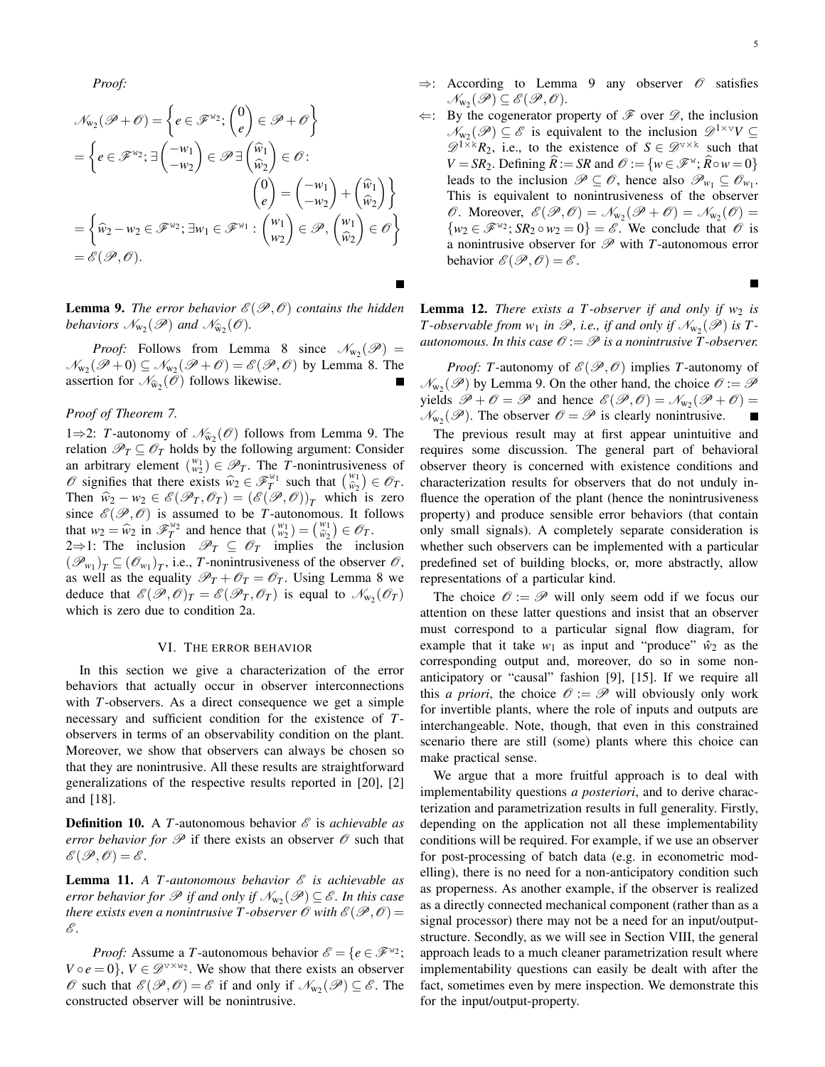*Proof:*

$$
\begin{aligned}
\mathscr{N}_{\mathtt{w}_2}(\mathscr{P}+\mathscr{O}) &= \left\{ e \in \mathscr{F}^{\mathtt{w}_2};\ \begin{pmatrix} 0 \\ e \end{pmatrix} \in \mathscr{P}+\mathscr{O} \right\} \\
&= \left\{ e \in \mathscr{F}^{\mathtt{w}_2};\ \exists \begin{pmatrix} -w_1 \\ -w_2 \end{pmatrix} \in \mathscr{P}\ \exists \begin{pmatrix} \widehat{w}_1 \\ \widehat{w}_2 \end{pmatrix} \in \mathscr{O} : \right. \\
&\qquad \left. \begin{pmatrix} 0 \\ e \end{pmatrix} = \begin{pmatrix} -w_1 \\ -w_2 \end{pmatrix} + \begin{pmatrix} \widehat{w}_1 \\ \widehat{w}_2 \end{pmatrix} \right\} \\
&= \left\{ \widehat{w}_2 - w_2 \in \mathscr{F}^{\mathtt{w}_2};\ \exists w_1 \in \mathscr{F}^{\mathtt{w}_1} : \begin{pmatrix} w_1 \\ w_2 \end{pmatrix} \in \mathscr{P},\ \begin{pmatrix} w_1 \\ \widehat{w}_2 \end{pmatrix} \in \mathscr{O} \right\} \\
&= \mathscr{E}(\mathscr{P},\mathscr{O}).
\end{aligned}
$$

■

**Lemma 9.** *The error behavior $\mathscr{E}(\mathscr{P},\mathscr{O})$ contains the hidden behaviors $\mathscr{N}_{\mathtt{w}_2}(\mathscr{P})$ and $\mathscr{N}_{\widehat{\mathtt{w}}_2}(\mathscr{O})$.*

*Proof:* Follows from Lemma 8 since $\mathscr{N}_{\mathtt{w}_2}(\mathscr{P}) = \mathscr{N}_{\mathtt{w}_2}(\mathscr{P}+0) \subseteq \mathscr{N}_{\mathtt{w}_2}(\mathscr{P}+\mathscr{O}) = \mathscr{E}(\mathscr{P},\mathscr{O})$ by Lemma 8. The assertion for $\mathscr{N}_{\widehat{\mathtt{w}}_2}(\mathscr{O})$ follows likewise. ■

*Proof of Theorem 7.*

1⇒2: $T$-autonomy of $\mathscr{N}_{\widehat{\mathtt{w}}_2}(\mathscr{O})$ follows from Lemma 9. The relation $\mathscr{P}_T \subseteq \mathscr{O}_T$ holds by the following argument: Consider an arbitrary element $\binom{w_1}{w_2} \in \mathscr{P}_T$. The $T$-nonintrusiveness of $\mathscr{O}$ signifies that there exists $\widehat{w}_2 \in \mathscr{F}_T^{\mathtt{w}_1}$ such that $\binom{w_1}{\widehat{w}_2} \in \mathscr{O}_T$. Then $\widehat{w}_2 - w_2 \in \mathscr{E}(\mathscr{P}_T,\mathscr{O}_T) = (\mathscr{E}(\mathscr{P},\mathscr{O}))_T$ which is zero since $\mathscr{E}(\mathscr{P},\mathscr{O})$ is assumed to be $T$-autonomous. It follows that $w_2 = \widehat{w}_2$ in $\mathscr{F}_T^{\mathtt{w}_2}$ and hence that $\binom{w_1}{w_2} = \binom{w_1}{\widehat{w}_2} \in \mathscr{O}_T$.

2⇒1: The inclusion $\mathscr{P}_T \subseteq \mathscr{O}_T$ implies the inclusion $(\mathscr{P}_{w_1})_T \subseteq (\mathscr{O}_{w_1})_T$, i.e., $T$-nonintrusiveness of the observer $\mathscr{O}$, as well as the equality $\mathscr{P}_T + \mathscr{O}_T = \mathscr{O}_T$. Using Lemma 8 we deduce that $\mathscr{E}(\mathscr{P},\mathscr{O})_T = \mathscr{E}(\mathscr{P}_T,\mathscr{O}_T)$ is equal to $\mathscr{N}_{\mathtt{w}_2}(\mathscr{O}_T)$ which is zero due to condition 2a.

## VI. The error behavior

In this section we give a characterization of the error behaviors that actually occur in observer interconnections with $T$-observers. As a direct consequence we get a simple necessary and sufficient condition for the existence of $T$-observers in terms of an observability condition on the plant. Moreover, we show that observers can always be chosen so that they are nonintrusive. All these results are straightforward generalizations of the respective results reported in [20], [2] and [18].

**Definition 10.** A $T$-autonomous behavior $\mathscr{E}$ is *achievable as error behavior for $\mathscr{P}$* if there exists an observer $\mathscr{O}$ such that $\mathscr{E}(\mathscr{P},\mathscr{O}) = \mathscr{E}$.

**Lemma 11.** *A $T$-autonomous behavior $\mathscr{E}$ is achievable as error behavior for $\mathscr{P}$ if and only if $\mathscr{N}_{\mathtt{w}_2}(\mathscr{P}) \subseteq \mathscr{E}$. In this case there exists even a nonintrusive $T$-observer $\mathscr{O}$ with $\mathscr{E}(\mathscr{P},\mathscr{O}) = \mathscr{E}$.*

*Proof:* Assume a $T$-autonomous behavior $\mathscr{E} = \{e \in \mathscr{F}^{\mathtt{w}_2};\ V \circ e = 0\}$, $V \in \mathscr{D}^{\mathtt{v}\times\mathtt{w}_2}$. We show that there exists an observer $\mathscr{O}$ such that $\mathscr{E}(\mathscr{P},\mathscr{O}) = \mathscr{E}$ if and only if $\mathscr{N}_{\mathtt{w}_2}(\mathscr{P}) \subseteq \mathscr{E}$. The constructed observer will be nonintrusive.

- ⇒: According to Lemma 9 any observer $\mathscr{O}$ satisfies $\mathscr{N}_{\mathtt{w}_2}(\mathscr{P}) \subseteq \mathscr{E}(\mathscr{P},\mathscr{O})$.
- ⇐: By the cogenerator property of $\mathscr{F}$ over $\mathscr{D}$, the inclusion $\mathscr{N}_{\mathtt{w}_2}(\mathscr{P}) \subseteq \mathscr{E}$ is equivalent to the inclusion $\mathscr{D}^{1\times\mathtt{v}}V \subseteq \mathscr{D}^{1\times\mathtt{k}}R_2$, i.e., to the existence of $S \in \mathscr{D}^{\mathtt{v}\times\mathtt{k}}$ such that $V = SR_2$. Defining $\widehat{R} := SR$ and $\mathscr{O} := \{w \in \mathscr{F}^{\mathtt{w}};\ \widehat{R} \circ w = 0\}$ leads to the inclusion $\mathscr{P} \subseteq \mathscr{O}$, hence also $\mathscr{P}_{w_1} \subseteq \mathscr{O}_{w_1}$. This is equivalent to nonintrusiveness of the observer $\mathscr{O}$. Moreover, $\mathscr{E}(\mathscr{P},\mathscr{O}) = \mathscr{N}_{\mathtt{w}_2}(\mathscr{P}+\mathscr{O}) = \mathscr{N}_{\mathtt{w}_2}(\mathscr{O}) = \{w_2 \in \mathscr{F}^{\mathtt{w}_2};\ SR_2 \circ w_2 = 0\} = \mathscr{E}$. We conclude that $\mathscr{O}$ is a nonintrusive observer for $\mathscr{P}$ with $T$-autonomous error behavior $\mathscr{E}(\mathscr{P},\mathscr{O}) = \mathscr{E}$.

■

**Lemma 12.** *There exists a $T$-observer if and only if $w_2$ is $T$-observable from $w_1$ in $\mathscr{P}$, i.e., if and only if $\mathscr{N}_{\mathtt{w}_2}(\mathscr{P})$ is $T$-autonomous. In this case $\mathscr{O} := \mathscr{P}$ is a nonintrusive $T$-observer.*

*Proof:* $T$-autonomy of $\mathscr{E}(\mathscr{P},\mathscr{O})$ implies $T$-autonomy of $\mathscr{N}_{\mathtt{w}_2}(\mathscr{P})$ by Lemma 9. On the other hand, the choice $\mathscr{O} := \mathscr{P}$ yields $\mathscr{P}+\mathscr{O} = \mathscr{P}$ and hence $\mathscr{E}(\mathscr{P},\mathscr{O}) = \mathscr{N}_{\mathtt{w}_2}(\mathscr{P}+\mathscr{O}) = \mathscr{N}_{\mathtt{w}_2}(\mathscr{P})$. The observer $\mathscr{O} = \mathscr{P}$ is clearly nonintrusive. ■

The previous result may at first appear unintuitive and requires some discussion. The general part of behavioral observer theory is concerned with existence conditions and characterization results for observers that do not unduly influence the operation of the plant (hence the nonintrusiveness property) and produce sensible error behaviors (that contain only small signals). A completely separate consideration is whether such observers can be implemented with a particular predefined set of building blocks, or, more abstractly, allow representations of a particular kind.

The choice $\mathscr{O} := \mathscr{P}$ will only seem odd if we focus our attention on these latter questions and insist that an observer must correspond to a particular signal flow diagram, for example that it take $w_1$ as input and "produce" $\hat{w}_2$ as the corresponding output and, moreover, do so in some non-anticipatory or "causal" fashion [9], [15]. If we require all this *a priori*, the choice $\mathscr{O} := \mathscr{P}$ will obviously only work for invertible plants, where the role of inputs and outputs are interchangeable. Note, though, that even in this constrained scenario there are still (some) plants where this choice can make practical sense.

We argue that a more fruitful approach is to deal with implementability questions *a posteriori*, and to derive characterization and parametrization results in full generality. Firstly, depending on the application not all these implementability conditions will be required. For example, if we use an observer for post-processing of batch data (e.g. in econometric modelling), there is no need for a non-anticipatory condition such as properness. As another example, if the observer is realized as a directly connected mechanical component (rather than as a signal processor) there may not be a need for an input/output-structure. Secondly, as we will see in Section VIII, the general approach leads to a much cleaner parametrization result where implementability questions can easily be dealt with after the fact, sometimes even by mere inspection. We demonstrate this for the input/output-property.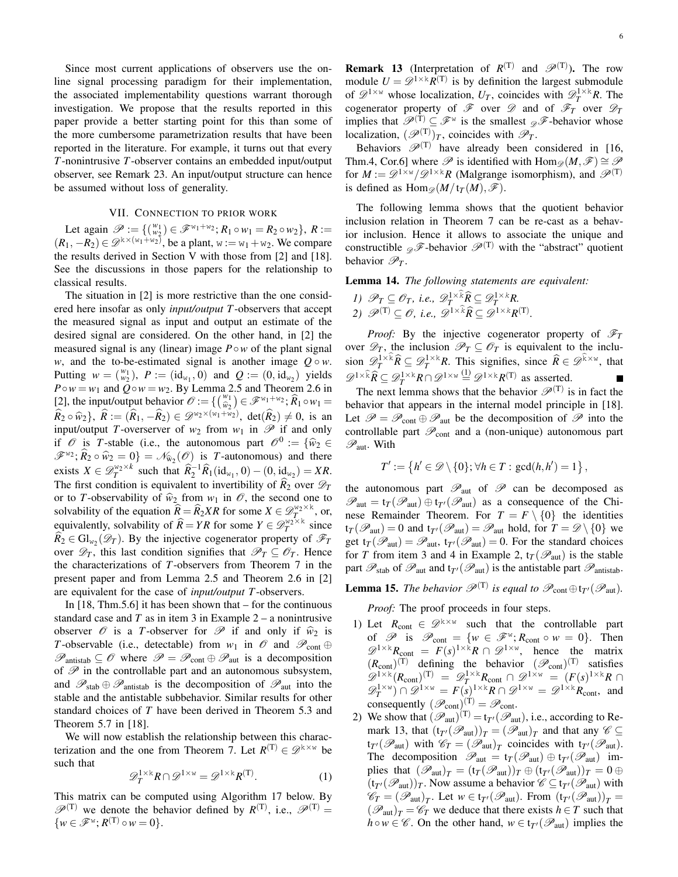Since most current applications of observers use the online signal processing paradigm for their implementation, the associated implementability questions warrant thorough investigation. We propose that the results reported in this paper provide a better starting point for this than some of the more cumbersome parametrization results that have been reported in the literature. For example, it turns out that every $T$-nonintrusive $T$-observer contains an embedded input/output observer, see Remark 23. An input/output structure can hence be assumed without loss of generality.

## VII. Connection to prior work

Let again $\mathscr{P} := \{\binom{w_1}{w_2} \in \mathscr{F}^{\mathtt{w}_1+\mathtt{w}_2}; R_1 \circ w_1 = R_2 \circ w_2\}$, $R := (R_1, -R_2) \in \mathscr{D}^{\mathtt{k}\times(\mathtt{w}_1+\mathtt{w}_2)}$, be a plant, $\mathtt{w} := \mathtt{w}_1 + \mathtt{w}_2$. We compare the results derived in Section V with those from [2] and [18]. See the discussions in those papers for the relationship to classical results.

The situation in [2] is more restrictive than the one considered here insofar as only *input/output $T$-observers* that accept the measured signal as input and output an estimate of the desired signal are considered. On the other hand, in [2] the measured signal is any (linear) image $P \circ w$ of the plant signal $w$, and the to-be-estimated signal is another image $Q \circ w$. Putting $w = \binom{w_1}{w_2}$, $P := (\mathrm{id}_{\mathtt{w}_1}, 0)$ and $Q := (0, \mathrm{id}_{\mathtt{w}_2})$ yields $P \circ w = w_1$ and $Q \circ w = w_2$. By Lemma 2.5 and Theorem 2.6 in [2], the input/output behavior $\mathscr{O} := \{\binom{w_1}{\widehat{w}_2} \in \mathscr{F}^{\mathtt{w}_1+\mathtt{w}_2}; \widehat{R}_1 \circ w_1 = \widehat{R}_2 \circ \widehat{w}_2\}$, $\widehat{R} := (\widehat{R}_1, -\widehat{R}_2) \in \mathscr{D}^{\mathtt{w}_2\times(\mathtt{w}_1+\mathtt{w}_2)}$, $\det(\widehat{R}_2) \neq 0$, is an input/output $T$-overserver of $w_2$ from $w_1$ in $\mathscr{P}$ if and only if $\mathscr{O}$ is $T$-stable (i.e., the autonomous part $\mathscr{O}^0 := \{\widehat{w}_2 \in \mathscr{F}^{\mathtt{w}_2}; \widehat{R}_2 \circ \widehat{w}_2 = 0\} = \mathscr{N}_{\widehat{w}_2}(\mathscr{O})$ is $T$-autonomous) and there exists $X \in \mathscr{D}_T^{\mathtt{w}_2\times k}$ such that $\widehat{R}_2^{-1}\widehat{R}_1(\mathrm{id}_{\mathtt{w}_1}, 0) - (0, \mathrm{id}_{\mathtt{w}_2}) = XR$. The first condition is equivalent to invertibility of $\widehat{R}_2$ over $\mathscr{D}_T$ or to $T$-observability of $\widehat{w}_2$ from $w_1$ in $\mathscr{O}$, the second one to solvability of the equation $\widehat{R} = \widehat{R}_2 XR$ for some $X \in \mathscr{D}_T^{\mathtt{w}_2\times\mathtt{k}}$, or, equivalently, solvability of $\widehat{R} = YR$ for some $Y \in \mathscr{D}_T^{\mathtt{w}_2\times\mathtt{k}}$ since $\widehat{R}_2 \in \mathrm{Gl}_{\mathtt{w}_2}(\mathscr{D}_T)$. By the injective cogenerator property of $\mathscr{F}_T$ over $\mathscr{D}_T$, this last condition signifies that $\mathscr{P}_T \subseteq \mathscr{O}_T$. Hence the characterizations of $T$-observers from Theorem 7 in the present paper and from Lemma 2.5 and Theorem 2.6 in [2] are equivalent for the case of *input/output $T$-observers*.

In [18, Thm.5.6] it has been shown that – for the continuous standard case and $T$ as in item 3 in Example 2 – a nonintrusive observer $\mathscr{O}$ is a $T$-observer for $\mathscr{P}$ if and only if $\widehat{w}_2$ is $T$-observable (i.e., detectable) from $w_1$ in $\mathscr{O}$ and $\mathscr{P}_{\mathrm{cont}} \oplus \mathscr{P}_{\mathrm{antistab}} \subseteq \mathscr{O}$ where $\mathscr{P} = \mathscr{P}_{\mathrm{cont}} \oplus \mathscr{P}_{\mathrm{aut}}$ is a decomposition of $\mathscr{P}$ in the controllable part and an autonomous subsystem, and $\mathscr{P}_{\mathrm{stab}} \oplus \mathscr{P}_{\mathrm{antistab}}$ is the decomposition of $\mathscr{P}_{\mathrm{aut}}$ into the stable and the antistable subbehavior. Similar results for other standard choices of $T$ have been derived in Theorem 5.3 and Theorem 5.7 in [18].

We will now establish the relationship between this characterization and the one from Theorem 7. Let $R^{(\mathrm{T})} \in \mathscr{D}^{\mathtt{k}\times\mathtt{w}}$ be such that

$$\mathscr{D}_T^{1\times\mathtt{k}} R \cap \mathscr{D}^{1\times\mathtt{w}} = \mathscr{D}^{1\times\mathtt{k}} R^{(\mathrm{T})}. \tag{1}$$

This matrix can be computed using Algorithm 17 below. By $\mathscr{P}^{(\mathrm{T})}$ we denote the behavior defined by $R^{(\mathrm{T})}$, i.e., $\mathscr{P}^{(\mathrm{T})} = \{w \in \mathscr{F}^{\mathtt{w}}; R^{(\mathrm{T})} \circ w = 0\}$.

**Remark 13** (Interpretation of $R^{(\mathrm{T})}$ and $\mathscr{P}^{(\mathrm{T})}$)**.** The row module $U = \mathscr{D}^{1\times\mathtt{k}} R^{(\mathrm{T})}$ is by definition the largest submodule of $\mathscr{D}^{1\times\mathtt{w}}$ whose localization, $U_T$, coincides with $\mathscr{D}_T^{1\times\mathtt{k}} R$. The cogenerator property of $\mathscr{F}$ over $\mathscr{D}$ and of $\mathscr{F}_T$ over $\mathscr{D}_T$ implies that $\mathscr{P}^{(\mathrm{T})} \subseteq \mathscr{F}^{\mathtt{w}}$ is the smallest ${}_{\mathscr{D}}\mathscr{F}$-behavior whose localization, $(\mathscr{P}^{(\mathrm{T})})_T$, coincides with $\mathscr{P}_T$.

Behaviors $\mathscr{P}^{(\mathrm{T})}$ have already been considered in [16, Thm.4, Cor.6] where $\mathscr{P}$ is identified with $\mathrm{Hom}_{\mathscr{D}}(M, \mathscr{F}) \cong \mathscr{P}$ for $M := \mathscr{D}^{1\times\mathtt{w}}/\mathscr{D}^{1\times\mathtt{k}}R$ (Malgrange isomorphism), and $\mathscr{P}^{(\mathrm{T})}$ is defined as $\mathrm{Hom}_{\mathscr{D}}(M/\mathrm{t}_T(M), \mathscr{F})$.

The following lemma shows that the quotient behavior inclusion relation in Theorem 7 can be re-cast as a behavior inclusion. Hence it allows to associate the unique and constructible ${}_{\mathscr{D}}\mathscr{F}$-behavior $\mathscr{P}^{(\mathrm{T})}$ with the "abstract" quotient behavior $\mathscr{P}_T$.

**Lemma 14.** *The following statements are equivalent:*

1) $\mathscr{P}_T \subseteq \mathscr{O}_T$*, i.e.,* $\mathscr{D}_T^{1\times\widehat{\mathtt{k}}}\widehat{R} \subseteq \mathscr{D}_T^{1\times\mathtt{k}}R$*.*
2) $\mathscr{P}^{(\mathrm{T})} \subseteq \mathscr{O}$*, i.e.,* $\mathscr{D}^{1\times\widehat{\mathtt{k}}}\widehat{R} \subseteq \mathscr{D}^{1\times\mathtt{k}}R^{(\mathrm{T})}$*.*

*Proof:* By the injective cogenerator property of $\mathscr{F}_T$ over $\mathscr{D}_T$, the inclusion $\mathscr{P}_T \subseteq \mathscr{O}_T$ is equivalent to the inclusion $\mathscr{D}_T^{1\times\widehat{\mathtt{k}}}\widehat{R} \subseteq \mathscr{D}_T^{1\times\mathtt{k}}R$. This signifies, since $\widehat{R} \in \mathscr{D}^{\widehat{\mathtt{k}}\times\mathtt{w}}$, that $\mathscr{D}^{1\times\widehat{\mathtt{k}}}\widehat{R} \subseteq \mathscr{D}_T^{1\times\mathtt{k}}R \cap \mathscr{D}^{1\times\mathtt{w}} \overset{(1)}{=} \mathscr{D}^{1\times\mathtt{k}}R^{(\mathrm{T})}$ as asserted. ∎

The next lemma shows that the behavior $\mathscr{P}^{(\mathrm{T})}$ is in fact the behavior that appears in the internal model principle in [18]. Let $\mathscr{P} = \mathscr{P}_{\mathrm{cont}} \oplus \mathscr{P}_{\mathrm{aut}}$ be the decomposition of $\mathscr{P}$ into the controllable part $\mathscr{P}_{\mathrm{cont}}$ and a (non-unique) autonomous part $\mathscr{P}_{\mathrm{aut}}$. With

$$T' := \left\{h' \in \mathscr{D} \setminus \{0\}; \forall h \in T : \gcd(h, h') = 1\right\},$$

the autonomous part $\mathscr{P}_{\mathrm{aut}}$ of $\mathscr{P}$ can be decomposed as $\mathscr{P}_{\mathrm{aut}} = \mathrm{t}_T(\mathscr{P}_{\mathrm{aut}}) \oplus \mathrm{t}_{T'}(\mathscr{P}_{\mathrm{aut}})$ as a consequence of the Chinese Remainder Theorem. For $T = F \setminus \{0\}$ the identities $\mathrm{t}_T(\mathscr{P}_{\mathrm{aut}}) = 0$ and $\mathrm{t}_{T'}(\mathscr{P}_{\mathrm{aut}}) = \mathscr{P}_{\mathrm{aut}}$ hold, for $T = \mathscr{D} \setminus \{0\}$ we get $\mathrm{t}_T(\mathscr{P}_{\mathrm{aut}}) = \mathscr{P}_{\mathrm{aut}}$, $\mathrm{t}_{T'}(\mathscr{P}_{\mathrm{aut}}) = 0$. For the standard choices for $T$ from item 3 and 4 in Example 2, $\mathrm{t}_T(\mathscr{P}_{\mathrm{aut}})$ is the stable part $\mathscr{P}_{\mathrm{stab}}$ of $\mathscr{P}_{\mathrm{aut}}$ and $\mathrm{t}_{T'}(\mathscr{P}_{\mathrm{aut}})$ is the antistable part $\mathscr{P}_{\mathrm{antistab}}$.

**Lemma 15.** *The behavior $\mathscr{P}^{(\mathrm{T})}$ is equal to $\mathscr{P}_{\mathrm{cont}} \oplus \mathrm{t}_{T'}(\mathscr{P}_{\mathrm{aut}})$.*

*Proof:* The proof proceeds in four steps.

1) Let $R_{\mathrm{cont}} \in \mathscr{D}^{\mathtt{k}\times\mathtt{w}}$ such that the controllable part of $\mathscr{P}$ is $\mathscr{P}_{\mathrm{cont}} = \{w \in \mathscr{F}^{\mathtt{w}}; R_{\mathrm{cont}} \circ w = 0\}$. Then $\mathscr{D}^{1\times\mathtt{k}}R_{\mathrm{cont}} = F(s)^{1\times\mathtt{k}}R \cap \mathscr{D}^{1\times\mathtt{w}}$, hence the matrix $(R_{\mathrm{cont}})^{(\mathrm{T})}$ defining the behavior $(\mathscr{P}_{\mathrm{cont}})^{(\mathrm{T})}$ satisfies $\mathscr{D}^{1\times\mathtt{k}}(R_{\mathrm{cont}})^{(\mathrm{T})} = \mathscr{D}_T^{1\times\mathtt{k}}R_{\mathrm{cont}} \cap \mathscr{D}^{1\times\mathtt{w}} = (F(s)^{1\times\mathtt{k}}R \cap \mathscr{D}_T^{1\times\mathtt{w}}) \cap \mathscr{D}^{1\times\mathtt{w}} = F(s)^{1\times\mathtt{k}}R \cap \mathscr{D}^{1\times\mathtt{w}} = \mathscr{D}^{1\times\mathtt{k}}R_{\mathrm{cont}}$, and consequently $(\mathscr{P}_{\mathrm{cont}})^{(\mathrm{T})} = \mathscr{P}_{\mathrm{cont}}$.
2) We show that $(\mathscr{P}_{\mathrm{aut}})^{(\mathrm{T})} = \mathrm{t}_{T'}(\mathscr{P}_{\mathrm{aut}})$, i.e., according to Remark 13, that $(\mathrm{t}_{T'}(\mathscr{P}_{\mathrm{aut}}))_T = (\mathscr{P}_{\mathrm{aut}})_T$ and that any $\mathscr{C} \subseteq \mathrm{t}_{T'}(\mathscr{P}_{\mathrm{aut}})$ with $\mathscr{C}_T = (\mathscr{P}_{\mathrm{aut}})_T$ coincides with $\mathrm{t}_{T'}(\mathscr{P}_{\mathrm{aut}})$. The decomposition $\mathscr{P}_{\mathrm{aut}} = \mathrm{t}_T(\mathscr{P}_{\mathrm{aut}}) \oplus \mathrm{t}_{T'}(\mathscr{P}_{\mathrm{aut}})$ implies that $(\mathscr{P}_{\mathrm{aut}})_T = (\mathrm{t}_T(\mathscr{P}_{\mathrm{aut}}))_T \oplus (\mathrm{t}_{T'}(\mathscr{P}_{\mathrm{aut}}))_T = 0 \oplus (\mathrm{t}_{T'}(\mathscr{P}_{\mathrm{aut}}))_T$. Now assume a behavior $\mathscr{C} \subseteq \mathrm{t}_{T'}(\mathscr{P}_{\mathrm{aut}})$ with $\mathscr{C}_T = (\mathscr{P}_{\mathrm{aut}})_T$. Let $w \in \mathrm{t}_{T'}(\mathscr{P}_{\mathrm{aut}})$. From $(\mathrm{t}_{T'}(\mathscr{P}_{\mathrm{aut}}))_T = (\mathscr{P}_{\mathrm{aut}})_T = \mathscr{C}_T$ we deduce that there exists $h \in T$ such that $h \circ w \in \mathscr{C}$. On the other hand, $w \in \mathrm{t}_{T'}(\mathscr{P}_{\mathrm{aut}})$ implies the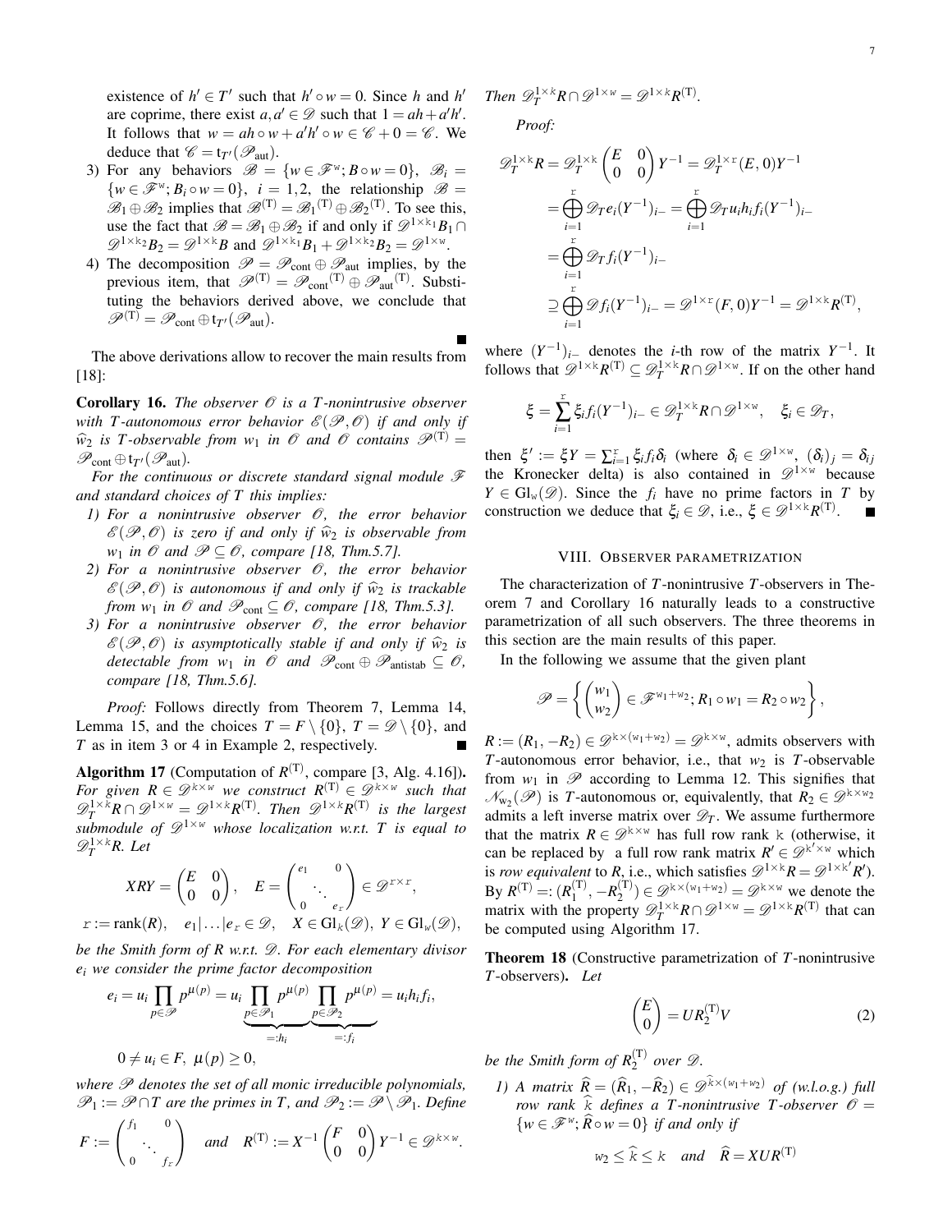existence of $h' \in T'$ such that $h' \circ w = 0$. Since $h$ and $h'$ are coprime, there exist $a, a' \in \mathscr{D}$ such that $1 = ah + a'h'$. It follows that $w = ah \circ w + a'h' \circ w \in \mathscr{C} + 0 = \mathscr{C}$. We deduce that $\mathscr{C} = \mathrm{t}_{T'}(\mathscr{P}_{\mathrm{aut}})$.

3) For any behaviors $\mathscr{B} = \{w \in \mathscr{F}^{\mathtt{w}}; B \circ w = 0\}$, $\mathscr{B}_i = \{w \in \mathscr{F}^{\mathtt{w}}; B_i \circ w = 0\}$, $i = 1, 2$, the relationship $\mathscr{B} = \mathscr{B}_1 \oplus \mathscr{B}_2$ implies that $\mathscr{B}^{(\mathrm{T})} = \mathscr{B}_1{}^{(\mathrm{T})} \oplus \mathscr{B}_2{}^{(\mathrm{T})}$. To see this, use the fact that $\mathscr{B} = \mathscr{B}_1 \oplus \mathscr{B}_2$ if and only if $\mathscr{D}^{1\times \mathtt{k}_1}B_1 \cap \mathscr{D}^{1\times \mathtt{k}_2}B_2 = \mathscr{D}^{1\times \mathtt{k}}B$ and $\mathscr{D}^{1\times \mathtt{k}_1}B_1 + \mathscr{D}^{1\times \mathtt{k}_2}B_2 = \mathscr{D}^{1\times \mathtt{w}}$.

4) The decomposition $\mathscr{P} = \mathscr{P}_{\mathrm{cont}} \oplus \mathscr{P}_{\mathrm{aut}}$ implies, by the previous item, that $\mathscr{P}^{(\mathrm{T})} = \mathscr{P}_{\mathrm{cont}}{}^{(\mathrm{T})} \oplus \mathscr{P}_{\mathrm{aut}}{}^{(\mathrm{T})}$. Substituting the behaviors derived above, we conclude that $\mathscr{P}^{(\mathrm{T})} = \mathscr{P}_{\mathrm{cont}} \oplus \mathrm{t}_{T'}(\mathscr{P}_{\mathrm{aut}})$. ∎

The above derivations allow to recover the main results from [18]:

**Corollary 16.** *The observer $\mathscr{O}$ is a $T$-nonintrusive observer with $T$-autonomous error behavior $\mathscr{E}(\mathscr{P},\mathscr{O})$ if and only if $\widehat{w}_2$ is $T$-observable from $w_1$ in $\mathscr{O}$ and $\mathscr{O}$ contains $\mathscr{P}^{(\mathrm{T})} = \mathscr{P}_{\mathrm{cont}} \oplus \mathrm{t}_{T'}(\mathscr{P}_{\mathrm{aut}})$.*

*For the continuous or discrete standard signal module $\mathscr{F}$ and standard choices of $T$ this implies:*

1) *For a nonintrusive observer $\mathscr{O}$, the error behavior $\mathscr{E}(\mathscr{P},\mathscr{O})$ is zero if and only if $\widehat{w}_2$ is observable from $w_1$ in $\mathscr{O}$ and $\mathscr{P} \subseteq \mathscr{O}$, compare [18, Thm.5.7].*
2) *For a nonintrusive observer $\mathscr{O}$, the error behavior $\mathscr{E}(\mathscr{P},\mathscr{O})$ is autonomous if and only if $\widehat{w}_2$ is trackable from $w_1$ in $\mathscr{O}$ and $\mathscr{P}_{\mathrm{cont}} \subseteq \mathscr{O}$, compare [18, Thm.5.3].*
3) *For a nonintrusive observer $\mathscr{O}$, the error behavior $\mathscr{E}(\mathscr{P},\mathscr{O})$ is asymptotically stable if and only if $\widehat{w}_2$ is detectable from $w_1$ in $\mathscr{O}$ and $\mathscr{P}_{\mathrm{cont}} \oplus \mathscr{P}_{\mathrm{antistab}} \subseteq \mathscr{O}$, compare [18, Thm.5.6].*

*Proof:* Follows directly from Theorem 7, Lemma 14, Lemma 15, and the choices $T = F \setminus \{0\}$, $T = \mathscr{D} \setminus \{0\}$, and $T$ as in item 3 or 4 in Example 2, respectively. ∎

**Algorithm 17** (Computation of $R^{(\mathrm{T})}$, compare [3, Alg. 4.16])**.** *For given $R \in \mathscr{D}^{\mathtt{k}\times \mathtt{w}}$ we construct $R^{(\mathrm{T})} \in \mathscr{D}^{\mathtt{k}\times \mathtt{w}}$ such that $\mathscr{D}_T^{1\times \mathtt{k}}R \cap \mathscr{D}^{1\times \mathtt{w}} = \mathscr{D}^{1\times \mathtt{k}}R^{(\mathrm{T})}$. Then $\mathscr{D}^{1\times \mathtt{k}}R^{(\mathrm{T})}$ is the largest submodule of $\mathscr{D}^{1\times \mathtt{w}}$ whose localization w.r.t. $T$ is equal to $\mathscr{D}_T^{1\times \mathtt{k}}R$. Let*

$$
XRY = \begin{pmatrix} E & 0 \\ 0 & 0 \end{pmatrix}, \quad E = \begin{pmatrix} e_1 & & 0 \\ & \ddots & \\ 0 & & e_{\mathtt{r}} \end{pmatrix} \in \mathscr{D}^{\mathtt{r}\times \mathtt{r}},
$$

$$
\mathtt{r} := \mathrm{rank}(R), \quad e_1 | \ldots | e_{\mathtt{r}} \in \mathscr{D}, \quad X \in \mathrm{Gl}_k(\mathscr{D}),\ Y \in \mathrm{Gl}_w(\mathscr{D}),
$$

*be the Smith form of $R$ w.r.t. $\mathscr{D}$. For each elementary divisor $e_i$ we consider the prime factor decomposition*

$$
e_i = u_i \prod_{p \in \mathscr{P}} p^{\mu(p)} = u_i \underbrace{\prod_{p \in \mathscr{P}_1} p^{\mu(p)}}_{=:h_i} \underbrace{\prod_{p \in \mathscr{P}_2} p^{\mu(p)}}_{=:f_i} = u_i h_i f_i,
$$

$$
0 \neq u_i \in F,\ \mu(p) \geq 0,
$$

*where $\mathscr{P}$ denotes the set of all monic irreducible polynomials, $\mathscr{P}_1 := \mathscr{P} \cap T$ are the primes in $T$, and $\mathscr{P}_2 := \mathscr{P} \setminus \mathscr{P}_1$. Define*

$$
F := \begin{pmatrix} f_1 & & 0 \\ & \ddots & \\ 0 & & f_{\mathtt{r}} \end{pmatrix} \quad \text{and} \quad R^{(\mathrm{T})} := X^{-1} \begin{pmatrix} F & 0 \\ 0 & 0 \end{pmatrix} Y^{-1} \in \mathscr{D}^{\mathtt{k}\times \mathtt{w}}.
$$

*Then $\mathscr{D}_T^{1\times \mathtt{k}}R \cap \mathscr{D}^{1\times \mathtt{w}} = \mathscr{D}^{1\times \mathtt{k}}R^{(\mathrm{T})}$.*

*Proof:*

$$
\begin{aligned}
\mathscr{D}_T^{1\times \mathtt{k}}R &= \mathscr{D}_T^{1\times \mathtt{k}} \begin{pmatrix} E & 0 \\ 0 & 0 \end{pmatrix} Y^{-1} = \mathscr{D}_T^{1\times \mathtt{r}}(E, 0)Y^{-1} \\
&= \bigoplus_{i=1}^{\mathtt{r}} \mathscr{D}_T e_i (Y^{-1})_{i-} = \bigoplus_{i=1}^{\mathtt{r}} \mathscr{D}_T u_i h_i f_i (Y^{-1})_{i-} \\
&= \bigoplus_{i=1}^{\mathtt{r}} \mathscr{D}_T f_i (Y^{-1})_{i-} \\
&\supseteq \bigoplus_{i=1}^{\mathtt{r}} \mathscr{D} f_i (Y^{-1})_{i-} = \mathscr{D}^{1\times \mathtt{r}}(F, 0)Y^{-1} = \mathscr{D}^{1\times \mathtt{k}}R^{(\mathrm{T})},
\end{aligned}
$$

where $(Y^{-1})_{i-}$ denotes the $i$-th row of the matrix $Y^{-1}$. It follows that $\mathscr{D}^{1\times \mathtt{k}}R^{(\mathrm{T})} \subseteq \mathscr{D}_T^{1\times \mathtt{k}}R \cap \mathscr{D}^{1\times \mathtt{w}}$. If on the other hand

$$
\xi = \sum_{i=1}^{\mathtt{r}} \xi_i f_i (Y^{-1})_{i-} \in \mathscr{D}_T^{1\times \mathtt{k}}R \cap \mathscr{D}^{1\times \mathtt{w}}, \quad \xi_i \in \mathscr{D}_T,
$$

then $\xi' := \xi Y = \sum_{i=1}^{\mathtt{r}} \xi_i f_i \delta_i$ (where $\delta_i \in \mathscr{D}^{1\times \mathtt{w}}$, $(\delta_i)_j = \delta_{ij}$ the Kronecker delta) is also contained in $\mathscr{D}^{1\times \mathtt{w}}$ because $Y \in \mathrm{Gl}_{\mathtt{w}}(\mathscr{D})$. Since the $f_i$ have no prime factors in $T$ by construction we deduce that $\xi_i \in \mathscr{D}$, i.e., $\xi \in \mathscr{D}^{1\times \mathtt{k}}R^{(\mathrm{T})}$. ∎

## VIII. Observer parametrization

The characterization of $T$-nonintrusive $T$-observers in Theorem 7 and Corollary 16 naturally leads to a constructive parametrization of all such observers. The three theorems in this section are the main results of this paper.

In the following we assume that the given plant

$$
\mathscr{P} = \left\{ \begin{pmatrix} w_1 \\ w_2 \end{pmatrix} \in \mathscr{F}^{\mathtt{w}_1 + \mathtt{w}_2}; R_1 \circ w_1 = R_2 \circ w_2 \right\},
$$

$R := (R_1, -R_2) \in \mathscr{D}^{\mathtt{k}\times(\mathtt{w}_1+\mathtt{w}_2)} = \mathscr{D}^{\mathtt{k}\times \mathtt{w}}$, admits observers with $T$-autonomous error behavior, i.e., that $w_2$ is $T$-observable from $w_1$ in $\mathscr{P}$ according to Lemma 12. This signifies that $\mathscr{N}_{\mathtt{w}_2}(\mathscr{P})$ is $T$-autonomous or, equivalently, that $R_2 \in \mathscr{D}^{\mathtt{k}\times \mathtt{w}_2}$ admits a left inverse matrix over $\mathscr{D}_T$. We assume furthermore that the matrix $R \in \mathscr{D}^{\mathtt{k}\times \mathtt{w}}$ has full row rank $\mathtt{k}$ (otherwise, it can be replaced by a full row rank matrix $R' \in \mathscr{D}^{\mathtt{k}'\times \mathtt{w}}$ which is *row equivalent* to $R$, i.e., which satisfies $\mathscr{D}^{1\times \mathtt{k}}R = \mathscr{D}^{1\times \mathtt{k}'}R'$). By $R^{(\mathrm{T})} =: (R_1^{(\mathrm{T})}, -R_2^{(\mathrm{T})}) \in \mathscr{D}^{\mathtt{k}\times(\mathtt{w}_1+\mathtt{w}_2)} = \mathscr{D}^{\mathtt{k}\times \mathtt{w}}$ we denote the matrix with the property $\mathscr{D}_T^{1\times \mathtt{k}}R \cap \mathscr{D}^{1\times \mathtt{w}} = \mathscr{D}^{1\times \mathtt{k}}R^{(\mathrm{T})}$ that can be computed using Algorithm 17.

**Theorem 18** (Constructive parametrization of $T$-nonintrusive $T$-observers)**.** *Let*

$$
\begin{pmatrix} E \\ 0 \end{pmatrix} = U R_2^{(\mathrm{T})} V \tag{2}
$$

*be the Smith form of $R_2^{(\mathrm{T})}$ over $\mathscr{D}$.*

1) *A matrix $\widehat{R} = (\widehat{R}_1, -\widehat{R}_2) \in \mathscr{D}^{\widehat{\mathtt{k}}\times(\mathtt{w}_1+\mathtt{w}_2)}$ of (w.l.o.g.) full row rank $\widehat{\mathtt{k}}$ defines a $T$-nonintrusive $T$-observer $\mathscr{O} = \{w \in \mathscr{F}^{\mathtt{w}}; \widehat{R} \circ w = 0\}$ if and only if*

$$
\mathtt{w}_2 \leq \widehat{\mathtt{k}} \leq \mathtt{k} \quad \text{and} \quad \widehat{R} = XUR^{(\mathrm{T})}
$$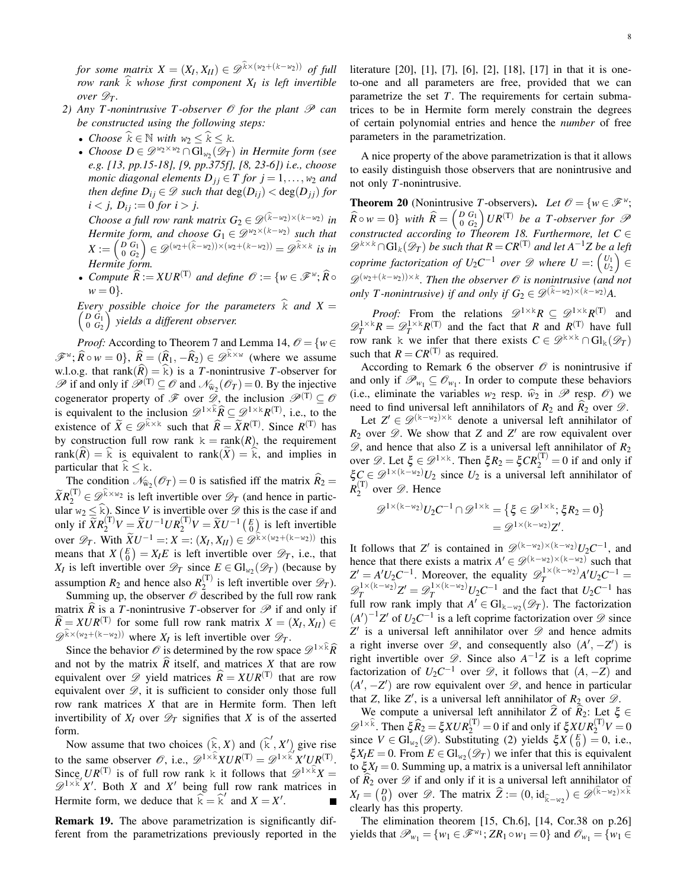*for some matrix $X = (X_I, X_{II}) \in \mathscr{D}^{\widehat{\mathtt{k}}\times(\mathtt{w}_2+(\mathtt{k}-\mathtt{w}_2))}$ of full row rank $\widehat{\mathtt{k}}$ whose first component $X_I$ is left invertible over $\mathscr{D}_T$.*

2) *Any $T$-nonintrusive $T$-observer $\mathscr{O}$ for the plant $\mathscr{P}$ can be constructed using the following steps:*
   - *Choose $\widehat{\mathtt{k}} \in \mathbb{N}$ with $\mathtt{w}_2 \le \widehat{\mathtt{k}} \le \mathtt{k}$.*
   - *Choose $D \in \mathscr{D}^{\mathtt{w}_2\times\mathtt{w}_2} \cap \mathrm{Gl}_{\mathtt{w}_2}(\mathscr{D}_T)$ in Hermite form (see e.g. [13, pp.15-18], [9, pp.375f], [8, 23-6]) i.e., choose monic diagonal elements $D_{jj} \in T$ for $j = 1,\dots,\mathtt{w}_2$ and then define $D_{ij} \in \mathscr{D}$ such that $\deg(D_{ij}) < \deg(D_{jj})$ for $i < j$, $D_{ij} := 0$ for $i > j$.*

     *Choose a full row rank matrix $G_2 \in \mathscr{D}^{(\widehat{\mathtt{k}}-\mathtt{w}_2)\times(\mathtt{k}-\mathtt{w}_2)}$ in Hermite form, and choose $G_1 \in \mathscr{D}^{\mathtt{w}_2\times(\mathtt{k}-\mathtt{w}_2)}$ such that $X := \begin{pmatrix} D & G_1 \\ 0 & G_2 \end{pmatrix} \in \mathscr{D}^{(\mathtt{w}_2+(\widehat{\mathtt{k}}-\mathtt{w}_2))\times(\mathtt{w}_2+(\mathtt{k}-\mathtt{w}_2))} = \mathscr{D}^{\widehat{\mathtt{k}}\times\mathtt{k}}$ is in Hermite form.*
   - *Compute $\widehat{R} := XUR^{(\mathrm{T})}$ and define $\mathscr{O} := \{w \in \mathscr{F}^{\mathtt{w}};\, \widehat{R}\circ w = 0\}$.*

   *Every possible choice for the parameters $\widehat{\mathtt{k}}$ and $X = \begin{pmatrix} D & G_1 \\ 0 & G_2 \end{pmatrix}$ yields a different observer.*

*Proof:* According to Theorem 7 and Lemma 14, $\mathscr{O} = \{w \in \mathscr{F}^{\mathtt{w}};\, \widehat{R}\circ w = 0\}$, $\widehat{R} = (\widehat{R}_1, -\widehat{R}_2) \in \mathscr{D}^{\widehat{\mathtt{k}}\times\mathtt{w}}$ (where we assume w.l.o.g. that $\mathrm{rank}(\widehat{R}) = \widehat{\mathtt{k}}$) is a $T$-nonintrusive $T$-observer for $\mathscr{P}$ if and only if $\mathscr{P}^{(\mathrm{T})} \subseteq \mathscr{O}$ and $\mathscr{N}_{\widehat{\mathtt{w}}_2}(\mathscr{O}_T) = 0$. By the injective cogenerator property of $\mathscr{F}$ over $\mathscr{D}$, the inclusion $\mathscr{P}^{(\mathrm{T})} \subseteq \mathscr{O}$ is equivalent to the inclusion $\mathscr{D}^{1\times\widehat{\mathtt{k}}}\widehat{R} \subseteq \mathscr{D}^{1\times\mathtt{k}}R^{(\mathrm{T})}$, i.e., to the existence of $\widetilde{X} \in \mathscr{D}^{\widehat{\mathtt{k}}\times\mathtt{k}}$ such that $\widehat{R} = \widetilde{X}R^{(\mathrm{T})}$. Since $R^{(\mathrm{T})}$ has by construction full row rank $\mathtt{k} = \mathrm{rank}(R)$, the requirement $\mathrm{rank}(\widehat{R}) = \widehat{\mathtt{k}}$ is equivalent to $\mathrm{rank}(\widetilde{X}) = \widehat{\mathtt{k}}$, and implies in particular that $\widehat{\mathtt{k}} \le \mathtt{k}$.

The condition $\mathscr{N}_{\widehat{\mathtt{w}}_2}(\mathscr{O}_T) = 0$ is satisfied iff the matrix $\widehat{R}_2 = \widetilde{X}R_2^{(\mathrm{T})} \in \mathscr{D}^{\widehat{\mathtt{k}}\times\mathtt{w}_2}$ is left invertible over $\mathscr{D}_T$ (and hence in particular $\mathtt{w}_2 \le \widehat{\mathtt{k}}$). Since $V$ is invertible over $\mathscr{D}$ this is the case if and only if $\widetilde{X}R_2^{(\mathrm{T})}V = \widetilde{X}U^{-1}UR_2^{(\mathrm{T})}V = \widetilde{X}U^{-1}\begin{pmatrix} E \\ 0 \end{pmatrix}$ is left invertible over $\mathscr{D}_T$. With $\widetilde{X}U^{-1} =: X =: (X_I, X_{II}) \in \mathscr{D}^{\widehat{\mathtt{k}}\times(\mathtt{w}_2+(\mathtt{k}-\mathtt{w}_2))}$ this means that $X\begin{pmatrix} E \\ 0 \end{pmatrix} = X_IE$ is left invertible over $\mathscr{D}_T$, i.e., that $X_I$ is left invertible over $\mathscr{D}_T$ since $E \in \mathrm{Gl}_{\mathtt{w}_2}(\mathscr{D}_T)$ (because by assumption $R_2$ and hence also $R_2^{(\mathrm{T})}$ is left invertible over $\mathscr{D}_T$).

Summing up, the observer $\mathscr{O}$ described by the full row rank matrix $\widehat{R}$ is a $T$-nonintrusive $T$-observer for $\mathscr{P}$ if and only if $\widehat{R} = XUR^{(\mathrm{T})}$ for some full row rank matrix $X = (X_I, X_{II}) \in \mathscr{D}^{\widehat{\mathtt{k}}\times(\mathtt{w}_2+(\mathtt{k}-\mathtt{w}_2))}$ where $X_I$ is left invertible over $\mathscr{D}_T$.

Since the behavior $\mathscr{O}$ is determined by the row space $\mathscr{D}^{1\times\widehat{\mathtt{k}}}\widehat{R}$ and not by the matrix $\widehat{R}$ itself, and matrices $X$ that are row equivalent over $\mathscr{D}$ yield matrices $\widehat{R} = XUR^{(\mathrm{T})}$ that are row equivalent over $\mathscr{D}$, it is sufficient to consider only those full row rank matrices $X$ that are in Hermite form. Then left invertibility of $X_I$ over $\mathscr{D}_T$ signifies that $X$ is of the asserted form.

Now assume that two choices $(\widehat{\mathtt{k}}, X)$ and $(\widehat{\mathtt{k}}', X')$ give rise to the same observer $\mathscr{O}$, i.e., $\mathscr{D}^{1\times\widehat{\mathtt{k}}}XUR^{(\mathrm{T})} = \mathscr{D}^{1\times\widehat{\mathtt{k}}'}X'UR^{(\mathrm{T})}$. Since $UR^{(\mathrm{T})}$ is of full row rank $\mathtt{k}$ it follows that $\mathscr{D}^{1\times\widehat{\mathtt{k}}}X = \mathscr{D}^{1\times\widehat{\mathtt{k}}'}X'$. Both $X$ and $X'$ being full row rank matrices in Hermite form, we deduce that $\widehat{\mathtt{k}} = \widehat{\mathtt{k}}'$ and $X = X'$. ∎

**Remark 19.** The above parametrization is significantly different from the parametrizations previously reported in the literature [20], [1], [7], [6], [2], [18], [17] in that it is one-to-one and all parameters are free, provided that we can parametrize the set $T$. The requirements for certain submatrices to be in Hermite form merely constrain the degrees of certain polynomial entries and hence the *number* of free parameters in the parametrization.

A nice property of the above parametrization is that it allows to easily distinguish those observers that are nonintrusive and not only $T$-nonintrusive.

**Theorem 20** (Nonintrusive $T$-observers). *Let $\mathscr{O} = \{w \in \mathscr{F}^{\mathtt{w}};\, \widehat{R}\circ w = 0\}$ with $\widehat{R} = \begin{pmatrix} D & G_1 \\ 0 & G_2 \end{pmatrix}UR^{(\mathrm{T})}$ be a $T$-observer for $\mathscr{P}$ constructed according to Theorem 18. Furthermore, let $C \in \mathscr{D}^{\mathtt{k}\times\mathtt{k}} \cap \mathrm{Gl}_{\mathtt{k}}(\mathscr{D}_T)$ be such that $R = CR^{(\mathrm{T})}$ and let $A^{-1}Z$ be a left coprime factorization of $U_2C^{-1}$ over $\mathscr{D}$ where $U =: \begin{pmatrix} U_1 \\ U_2 \end{pmatrix} \in \mathscr{D}^{(\mathtt{w}_2+(\mathtt{k}-\mathtt{w}_2))\times\mathtt{k}}$. Then the observer $\mathscr{O}$ is nonintrusive (and not only $T$-nonintrusive) if and only if $G_2 \in \mathscr{D}^{(\widehat{\mathtt{k}}-\mathtt{w}_2)\times(\mathtt{k}-\mathtt{w}_2)}A$.*

*Proof:* From the relations $\mathscr{D}^{1\times\mathtt{k}}R \subseteq \mathscr{D}^{1\times\mathtt{k}}R^{(\mathrm{T})}$ and $\mathscr{D}_T^{1\times\mathtt{k}}R = \mathscr{D}_T^{1\times\mathtt{k}}R^{(\mathrm{T})}$ and the fact that $R$ and $R^{(\mathrm{T})}$ have full row rank $\mathtt{k}$ we infer that there exists $C \in \mathscr{D}^{\mathtt{k}\times\mathtt{k}} \cap \mathrm{Gl}_{\mathtt{k}}(\mathscr{D}_T)$ such that $R = CR^{(\mathrm{T})}$ as required.

According to Remark 6 the observer $\mathscr{O}$ is nonintrusive if and only if $\mathscr{P}_{w_1} \subseteq \mathscr{O}_{w_1}$. In order to compute these behaviors (i.e., eliminate the variables $w_2$ resp. $\widehat{w}_2$ in $\mathscr{P}$ resp. $\mathscr{O}$) we need to find universal left annihilators of $R_2$ and $\widehat{R}_2$ over $\mathscr{D}$.

Let $Z' \in \mathscr{D}^{(\mathtt{k}-\mathtt{w}_2)\times\mathtt{k}}$ denote a universal left annihilator of $R_2$ over $\mathscr{D}$. We show that $Z$ and $Z'$ are row equivalent over $\mathscr{D}$, and hence that also $Z$ is a universal left annihilator of $R_2$ over $\mathscr{D}$. Let $\xi \in \mathscr{D}^{1\times\mathtt{k}}$. Then $\xi R_2 = \xi CR_2^{(\mathrm{T})} = 0$ if and only if $\xi C \in \mathscr{D}^{1\times(\mathtt{k}-\mathtt{w}_2)}U_2$ since $U_2$ is a universal left annihilator of $R_2^{(\mathrm{T})}$ over $\mathscr{D}$. Hence

$$\mathscr{D}^{1\times(\mathtt{k}-\mathtt{w}_2)}U_2C^{-1} \cap \mathscr{D}^{1\times\mathtt{k}} = \{\xi \in \mathscr{D}^{1\times\mathtt{k}};\, \xi R_2 = 0\} = \mathscr{D}^{1\times(\mathtt{k}-\mathtt{w}_2)}Z'.$$

It follows that $Z'$ is contained in $\mathscr{D}^{(\mathtt{k}-\mathtt{w}_2)\times(\mathtt{k}-\mathtt{w}_2)}U_2C^{-1}$, and hence that there exists a matrix $A' \in \mathscr{D}^{(\mathtt{k}-\mathtt{w}_2)\times(\mathtt{k}-\mathtt{w}_2)}$ such that $Z' = A'U_2C^{-1}$. Moreover, the equality $\mathscr{D}_T^{1\times(\mathtt{k}-\mathtt{w}_2)}A'U_2C^{-1} = \mathscr{D}_T^{1\times(\mathtt{k}-\mathtt{w}_2)}Z' = \mathscr{D}_T^{1\times(\mathtt{k}-\mathtt{w}_2)}U_2C^{-1}$ and the fact that $U_2C^{-1}$ has full row rank imply that $A' \in \mathrm{Gl}_{\mathtt{k}-\mathtt{w}_2}(\mathscr{D}_T)$. The factorization $(A')^{-1}Z'$ of $U_2C^{-1}$ is a left coprime factorization over $\mathscr{D}$ since $Z'$ is a universal left annihilator over $\mathscr{D}$ and hence admits a right inverse over $\mathscr{D}$, and consequently also $(A', -Z')$ is right invertible over $\mathscr{D}$. Since also $A^{-1}Z$ is a left coprime factorization of $U_2C^{-1}$ over $\mathscr{D}$, it follows that $(A, -Z)$ and $(A', -Z')$ are row equivalent over $\mathscr{D}$, and hence in particular that $Z$, like $Z'$, is a universal left annihilator of $R_2$ over $\mathscr{D}$.

We compute a universal left annihilator $\widehat{Z}$ of $\widehat{R}_2$: Let $\xi \in \mathscr{D}^{1\times\widehat{\mathtt{k}}}$. Then $\xi\widehat{R}_2 = \xi XUR_2^{(\mathrm{T})} = 0$ if and only if $\xi XUR_2^{(\mathrm{T})}V = 0$ since $V \in \mathrm{Gl}_{\mathtt{w}_2}(\mathscr{D})$. Substituting (2) yields $\xi X\begin{pmatrix} E \\ 0 \end{pmatrix} = 0$, i.e., $\xi X_IE = 0$. From $E \in \mathrm{Gl}_{\mathtt{w}_2}(\mathscr{D}_T)$ we infer that this is equivalent to $\xi X_I = 0$. Summing up, a matrix is a universal left annihilator of $\widehat{R}_2$ over $\mathscr{D}$ if and only if it is a universal left annihilator of $X_I = \begin{pmatrix} D \\ 0 \end{pmatrix}$ over $\mathscr{D}$. The matrix $\widehat{Z} := (0, \mathrm{id}_{\widehat{\mathtt{k}}-\mathtt{w}_2}) \in \mathscr{D}^{(\widehat{\mathtt{k}}-\mathtt{w}_2)\times\widehat{\mathtt{k}}}$ clearly has this property.

The elimination theorem [15, Ch.6], [14, Cor.38 on p.26] yields that $\mathscr{P}_{w_1} = \{w_1 \in \mathscr{F}^{\mathtt{w}_1};\, ZR_1\circ w_1 = 0\}$ and $\mathscr{O}_{w_1} = \{w_1 \in$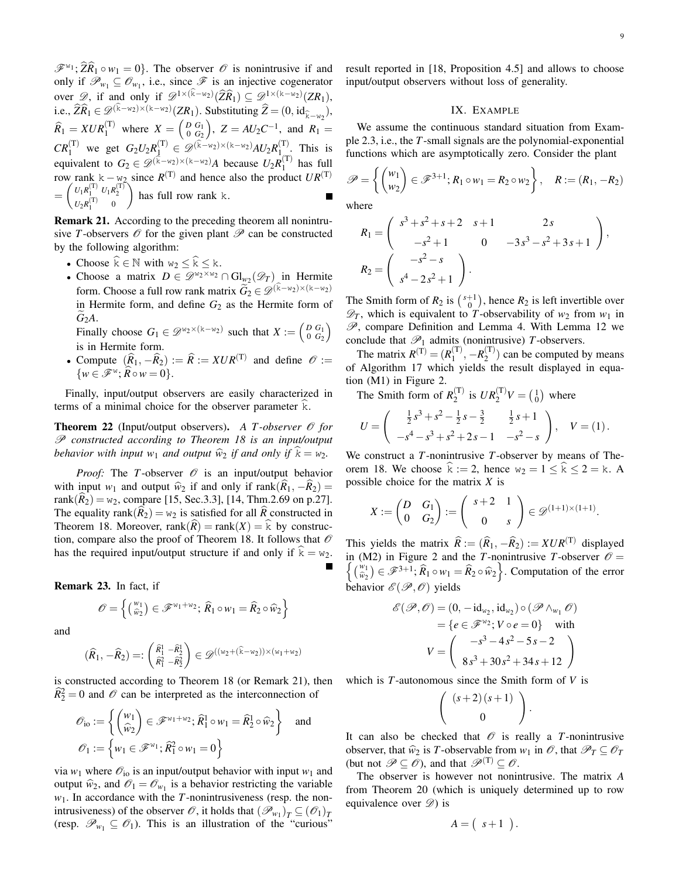$\mathscr{F}^{w_1}; \widehat{Z}\widehat{R}_1 \circ w_1 = 0\}$. The observer $\mathscr{O}$ is nonintrusive if and only if $\mathscr{P}_{w_1} \subseteq \mathscr{O}_{w_1}$, i.e., since $\mathscr{F}$ is an injective cogenerator over $\mathscr{D}$, if and only if $\mathscr{D}^{1\times(\widehat{\mathtt{k}}-\mathtt{w}_2)}(\widehat{Z}\widehat{R}_1) \subseteq \mathscr{D}^{1\times(\mathtt{k}-\mathtt{w}_2)}(ZR_1)$, i.e., $\widehat{Z}\widehat{R}_1 \in \mathscr{D}^{(\widehat{\mathtt{k}}-\mathtt{w}_2)\times(\mathtt{k}-\mathtt{w}_2)}(ZR_1)$. Substituting $\widehat{Z} = (0, \mathrm{id}_{\widehat{\mathtt{k}}-\mathtt{w}_2})$, $\widehat{R}_1 = XUR_1^{(\mathrm{T})}$ where $X = \begin{pmatrix} D & G_1 \\ 0 & G_2 \end{pmatrix}$, $Z = AU_2C^{-1}$, and $R_1 = CR_1^{(\mathrm{T})}$ we get $G_2U_2R_1^{(\mathrm{T})} \in \mathscr{D}^{(\widehat{\mathtt{k}}-\mathtt{w}_2)\times(\mathtt{k}-\mathtt{w}_2)}AU_2R_1^{(\mathrm{T})}$. This is equivalent to $G_2 \in \mathscr{D}^{(\widehat{\mathtt{k}}-\mathtt{w}_2)\times(\mathtt{k}-\mathtt{w}_2)}A$ because $U_2R_1^{(\mathrm{T})}$ has full row rank $\mathtt{k}-\mathtt{w}_2$ since $R^{(\mathrm{T})}$ and hence also the product $UR^{(\mathrm{T})} = \begin{pmatrix} U_1R_1^{(\mathrm{T})} & U_1R_2^{(\mathrm{T})} \\ U_2R_1^{(\mathrm{T})} & 0 \end{pmatrix}$ has full row rank $\mathtt{k}$. ■

**Remark 21.** According to the preceding theorem all nonintrusive $T$-observers $\mathscr{O}$ for the given plant $\mathscr{P}$ can be constructed by the following algorithm:

- Choose $\widehat{\mathtt{k}} \in \mathbb{N}$ with $\mathtt{w}_2 \leq \widehat{\mathtt{k}} \leq \mathtt{k}$.
- Choose a matrix $D \in \mathscr{D}^{\mathtt{w}_2\times\mathtt{w}_2} \cap \mathrm{Gl}_{\mathtt{w}_2}(\mathscr{D}_T)$ in Hermite form. Choose a full row rank matrix $\widetilde{G}_2 \in \mathscr{D}^{(\widehat{\mathtt{k}}-\mathtt{w}_2)\times(\mathtt{k}-\mathtt{w}_2)}$ in Hermite form, and define $G_2$ as the Hermite form of $\widetilde{G}_2A$.
  Finally choose $G_1 \in \mathscr{D}^{\mathtt{w}_2\times(\mathtt{k}-\mathtt{w}_2)}$ such that $X := \begin{pmatrix} D & G_1 \\ 0 & G_2 \end{pmatrix}$ is in Hermite form.
- Compute $(\widehat{R}_1, -\widehat{R}_2) := \widehat{R} := XUR^{(\mathrm{T})}$ and define $\mathscr{O} := \{w \in \mathscr{F}^{\mathtt{w}}; \widehat{R} \circ w = 0\}$.

Finally, input/output observers are easily characterized in terms of a minimal choice for the observer parameter $\widehat{\mathtt{k}}$.

**Theorem 22** (Input/output observers)**.** *A $T$-observer $\mathscr{O}$ for $\mathscr{P}$ constructed according to Theorem 18 is an input/output behavior with input $w_1$ and output $\widehat{w}_2$ if and only if $\widehat{\mathtt{k}} = \mathtt{w}_2$.*

*Proof:* The $T$-observer $\mathscr{O}$ is an input/output behavior with input $w_1$ and output $\widehat{w}_2$ if and only if $\mathrm{rank}(\widehat{R}_1, -\widehat{R}_2) = \mathrm{rank}(\widehat{R}_2) = \mathtt{w}_2$, compare [15, Sec.3.3], [14, Thm.2.69 on p.27]. The equality $\mathrm{rank}(\widehat{R}_2) = \mathtt{w}_2$ is satisfied for all $\widehat{R}$ constructed in Theorem 18. Moreover, $\mathrm{rank}(\widehat{R}) = \mathrm{rank}(X) = \widehat{\mathtt{k}}$ by construction, compare also the proof of Theorem 18. It follows that $\mathscr{O}$ has the required input/output structure if and only if $\widehat{\mathtt{k}} = \mathtt{w}_2$. ■

**Remark 23.** In fact, if

$$\mathscr{O} = \left\{ \begin{pmatrix} w_1 \\ \widehat{w}_2 \end{pmatrix} \in \mathscr{F}^{\mathtt{w}_1+\mathtt{w}_2};\ \widehat{R}_1 \circ w_1 = \widehat{R}_2 \circ \widehat{w}_2 \right\}$$

and

$$(\widehat{R}_1, -\widehat{R}_2) =: \begin{pmatrix} \widehat{R}_1^1 & -\widehat{R}_2^1 \\ \widehat{R}_1^2 & -\widehat{R}_2^2 \end{pmatrix} \in \mathscr{D}^{((\mathtt{w}_2+(\widehat{\mathtt{k}}-\mathtt{w}_2))\times(\mathtt{w}_1+\mathtt{w}_2)}$$

is constructed according to Theorem 18 (or Remark 21), then $\widehat{R}_2^2 = 0$ and $\mathscr{O}$ can be interpreted as the interconnection of

$$\mathscr{O}_{\mathrm{io}} := \left\{ \begin{pmatrix} w_1 \\ \widehat{w}_2 \end{pmatrix} \in \mathscr{F}^{\mathtt{w}_1+\mathtt{w}_2};\ \widehat{R}_1^1 \circ w_1 = \widehat{R}_2^1 \circ \widehat{w}_2 \right\} \quad \text{and}$$

$$\mathscr{O}_1 := \left\{ w_1 \in \mathscr{F}^{\mathtt{w}_1};\ \widehat{R}_1^2 \circ w_1 = 0 \right\}$$

via $w_1$ where $\mathscr{O}_{\mathrm{io}}$ is an input/output behavior with input $w_1$ and output $\widehat{w}_2$, and $\mathscr{O}_1 = \mathscr{O}_{w_1}$ is a behavior restricting the variable $w_1$. In accordance with the $T$-nonintrusiveness (resp. the nonintrusiveness) of the observer $\mathscr{O}$, it holds that $(\mathscr{P}_{w_1})_T \subseteq (\mathscr{O}_1)_T$ (resp. $\mathscr{P}_{w_1} \subseteq \mathscr{O}_1$). This is an illustration of the "curious" result reported in [18, Proposition 4.5] and allows to choose input/output observers without loss of generality.

## IX. Example

We assume the continuous standard situation from Example 2.3, i.e., the $T$-small signals are the polynomial-exponential functions which are asymptotically zero. Consider the plant

$$\mathscr{P} = \left\{ \begin{pmatrix} w_1 \\ w_2 \end{pmatrix} \in \mathscr{F}^{3+1}; R_1 \circ w_1 = R_2 \circ w_2 \right\}, \quad R := (R_1, -R_2)$$

where

$$R_1 = \begin{pmatrix} s^3+s^2+s+2 & s+1 & 2s \\ -s^2+1 & 0 & -3s^3-s^2+3s+1 \end{pmatrix},$$

$$R_2 = \begin{pmatrix} -s^2-s \\ s^4-2s^2+1 \end{pmatrix}.$$

The Smith form of $R_2$ is $\begin{pmatrix} s+1 \\ 0 \end{pmatrix}$, hence $R_2$ is left invertible over $\mathscr{D}_T$, which is equivalent to $T$-observability of $w_2$ from $w_1$ in $\mathscr{P}$, compare Definition and Lemma 4. With Lemma 12 we conclude that $\mathscr{P}_1$ admits (nonintrusive) $T$-observers.

The matrix $R^{(\mathrm{T})} = (R_1^{(\mathrm{T})}, -R_2^{(\mathrm{T})})$ can be computed by means of Algorithm 17 which yields the result displayed in equation (M1) in Figure 2.

The Smith form of $R_2^{(\mathrm{T})}$ is $UR_2^{(\mathrm{T})}V = \begin{pmatrix} 1 \\ 0 \end{pmatrix}$ where

$$U = \begin{pmatrix} \frac{1}{2}s^3+s^2-\frac{1}{2}s-\frac{3}{2} & \frac{1}{2}s+1 \\ -s^4-s^3+s^2+2s-1 & -s^2-s \end{pmatrix}, \quad V = (1).$$

We construct a $T$-nonintrusive $T$-observer by means of Theorem 18. We choose $\widehat{\mathtt{k}} := 2$, hence $\mathtt{w}_2 = 1 \leq \widehat{\mathtt{k}} \leq 2 = \mathtt{k}$. A possible choice for the matrix $X$ is

$$X := \begin{pmatrix} D & G_1 \\ 0 & G_2 \end{pmatrix} := \begin{pmatrix} s+2 & 1 \\ 0 & s \end{pmatrix} \in \mathscr{D}^{(1+1)\times(1+1)}.$$

This yields the matrix $\widehat{R} := (\widehat{R}_1, -\widehat{R}_2) := XUR^{(\mathrm{T})}$ displayed in (M2) in Figure 2 and the $T$-nonintrusive $T$-observer $\mathscr{O} = \left\{ \begin{pmatrix} w_1 \\ \widehat{w}_2 \end{pmatrix} \in \mathscr{F}^{3+1}; \widehat{R}_1 \circ w_1 = \widehat{R}_2 \circ \widehat{w}_2 \right\}$. Computation of the error behavior $\mathscr{E}(\mathscr{P}, \mathscr{O})$ yields

$$\begin{aligned} \mathscr{E}(\mathscr{P}, \mathscr{O}) &= (0, -\mathrm{id}_{w_2}, \mathrm{id}_{w_2}) \circ (\mathscr{P} \wedge_{w_1} \mathscr{O}) \\ &= \{e \in \mathscr{F}^{\mathtt{w}_2}; V \circ e = 0\} \quad \text{with} \\ V &= \begin{pmatrix} -s^3-4s^2-5s-2 \\ 8s^3+30s^2+34s+12 \end{pmatrix} \end{aligned}$$

which is $T$-autonomous since the Smith form of $V$ is

$$\begin{pmatrix} (s+2)(s+1) \\ 0 \end{pmatrix}.$$

It can also be checked that $\mathscr{O}$ is really a $T$-nonintrusive observer, that $\widehat{w}_2$ is $T$-observable from $w_1$ in $\mathscr{O}$, that $\mathscr{P}_T \subseteq \mathscr{O}_T$ (but not $\mathscr{P} \subseteq \mathscr{O}$), and that $\mathscr{P}^{(\mathrm{T})} \subseteq \mathscr{O}$.

The observer is however not nonintrusive. The matrix $A$ from Theorem 20 (which is uniquely determined up to row equivalence over $\mathscr{D}$) is

$$A = \begin{pmatrix} s+1 \end{pmatrix}.$$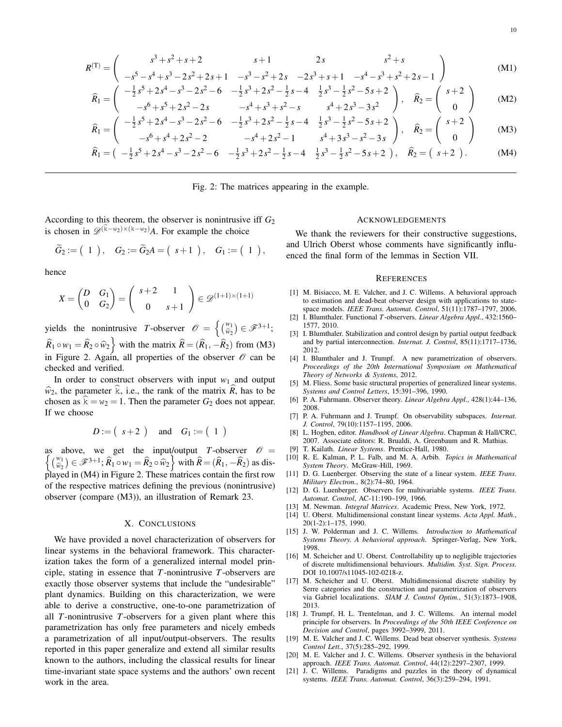$$R^{(\mathrm{T})} = \begin{pmatrix} s^3+s^2+s+2 & s+1 & 2s & s^2+s \\ -s^5-s^4+s^3-2s^2+2s+1 & -s^3-s^2+2s & -2s^3+s+1 & -s^4-s^3+s^2+2s-1 \end{pmatrix} \tag{M1}$$

$$\widehat{R}_1 = \begin{pmatrix} -\frac{1}{2}s^5+2s^4-s^3-2s^2-6 & -\frac{1}{2}s^3+2s^2-\frac{1}{2}s-4 & \frac{1}{2}s^3-\frac{1}{2}s^2-5s+2 \\ -s^6+s^5+2s^2-2s & -s^4+s^3+s^2-s & s^4+2s^3-3s^2 \end{pmatrix}, \quad \widehat{R}_2 = \begin{pmatrix} s+2 \\ 0 \end{pmatrix} \tag{M2}$$

$$\widehat{R}_1 = \begin{pmatrix} -\frac{1}{2}s^5+2s^4-s^3-2s^2-6 & -\frac{1}{2}s^3+2s^2-\frac{1}{2}s-4 & \frac{1}{2}s^3-\frac{1}{2}s^2-5s+2 \\ -s^6+s^4+2s^2-2 & -s^4+2s^2-1 & s^4+3s^3-s^2-3s \end{pmatrix}, \quad \widehat{R}_2 = \begin{pmatrix} s+2 \\ 0 \end{pmatrix} \tag{M3}$$

$$\widehat{R}_1 = \begin{pmatrix} -\frac{1}{2}s^5+2s^4-s^3-2s^2-6 & -\frac{1}{2}s^3+2s^2-\frac{1}{2}s-4 & \frac{1}{2}s^3-\frac{1}{2}s^2-5s+2 \end{pmatrix}, \quad \widehat{R}_2 = \begin{pmatrix} s+2 \end{pmatrix}. \tag{M4}$$

Fig. 2: The matrices appearing in the example.

According to this theorem, the observer is nonintrusive iff $G_2$ is chosen in $\mathscr{D}^{(\widehat{\mathtt{k}}-\mathtt{w}_2)\times(\mathtt{k}-\mathtt{w}_2)}A$. For example the choice

$$\widetilde{G}_2 := \begin{pmatrix} 1 \end{pmatrix}, \quad G_2 := \widetilde{G}_2 A = \begin{pmatrix} s+1 \end{pmatrix}, \quad G_1 := \begin{pmatrix} 1 \end{pmatrix},$$

hence

$$X = \begin{pmatrix} D & G_1 \\ 0 & G_2 \end{pmatrix} = \begin{pmatrix} s+2 & 1 \\ 0 & s+1 \end{pmatrix} \in \mathscr{D}^{(1+1)\times(1+1)}$$

yields the nonintrusive $T$-observer $\mathscr{O} = \left\{ \binom{w_1}{\widehat{w}_2} \in \mathscr{F}^{3+1};\ \widehat{R}_1 \circ w_1 = \widehat{R}_2 \circ \widehat{w}_2 \right\}$ with the matrix $\widehat{R} = (\widehat{R}_1, -\widehat{R}_2)$ from (M3) in Figure 2. Again, all properties of the observer $\mathscr{O}$ can be checked and verified.

In order to construct observers with input $w_1$ and output $\widehat{w}_2$, the parameter $\widehat{\mathtt{k}}$, i.e., the rank of the matrix $\widehat{R}$, has to be chosen as $\widehat{\mathtt{k}} = \mathtt{w}_2 = 1$. Then the parameter $G_2$ does not appear. If we choose

$$D := \begin{pmatrix} s+2 \end{pmatrix} \quad \text{and} \quad G_1 := \begin{pmatrix} 1 \end{pmatrix}$$

as above, we get the input/output $T$-observer $\mathscr{O} = \left\{ \binom{w_1}{\widehat{w}_2} \in \mathscr{F}^{3+1};\ \widehat{R}_1 \circ w_1 = \widehat{R}_2 \circ \widehat{w}_2 \right\}$ with $\widehat{R} = (\widehat{R}_1, -\widehat{R}_2)$ as displayed in (M4) in Figure 2. These matrices contain the first row of the respective matrices defining the previous (nonintrusive) observer (compare (M3)), an illustration of Remark 23.

## X. Conclusions

We have provided a novel characterization of observers for linear systems in the behavioral framework. This characterization takes the form of a generalized internal model principle, stating in essence that $T$-nonintrusive $T$-observers are exactly those observer systems that include the "undesirable" plant dynamics. Building on this characterization, we were able to derive a constructive, one-to-one parametrization of all $T$-nonintrusive $T$-observers for a given plant where this parametrization has only free parameters and nicely embeds a parametrization of all input/output-observers. The results reported in this paper generalize and extend all similar results known to the authors, including the classical results for linear time-invariant state space systems and the authors' own recent work in the area.

## Acknowledgements

We thank the reviewers for their constructive suggestions, and Ulrich Oberst whose comments have significantly influenced the final form of the lemmas in Section VII.

## References

[1] M. Bisiacco, M. E. Valcher, and J. C. Willems. A behavioral approach to estimation and dead-beat observer design with applications to state-space models. *IEEE Trans. Automat. Control*, 51(11):1787–1797, 2006.

[2] I. Blumthaler. Functional $T$-observers. *Linear Algebra Appl.*, 432:1560–1577, 2010.

[3] I. Blumthaler. Stabilization and control design by partial output feedback and by partial interconnection. *Internat. J. Control*, 85(11):1717–1736, 2012.

[4] I. Blumthaler and J. Trumpf. A new parametrization of observers. *Proceedings of the 20th International Symposium on Mathematical Theory of Networks & Systems*, 2012.

[5] M. Fliess. Some basic structural properties of generalized linear systems. *Systems and Control Letters*, 15:391–396, 1990.

[6] P. A. Fuhrmann. Observer theory. *Linear Algebra Appl.*, 428(1):44–136, 2008.

[7] P. A. Fuhrmann and J. Trumpf. On observability subspaces. *Internat. J. Control*, 79(10):1157–1195, 2006.

[8] L. Hogben, editor. *Handbook of Linear Algebra*. Chapman & Hall/CRC, 2007. Associate editors: R. Brualdi, A. Greenbaum and R. Mathias.

[9] T. Kailath. *Linear Systems*. Prentice-Hall, 1980.

[10] R. E. Kalman, P. L. Falb, and M. A. Arbib. *Topics in Mathematical System Theory*. McGraw-Hill, 1969.

[11] D. G. Luenberger. Observing the state of a linear system. *IEEE Trans. Military Electron.*, 8(2):74–80, 1964.

[12] D. G. Luenberger. Observers for multivariable systems. *IEEE Trans. Automat. Control*, AC-11:190–199, 1966.

[13] M. Newman. *Integral Matrices*. Academic Press, New York, 1972.

[14] U. Oberst. Multidimensional constant linear systems. *Acta Appl. Math.*, 20(1-2):1–175, 1990.

[15] J. W. Polderman and J. C. Willems. *Introduction to Mathematical Systems Theory. A behavioral approach*. Springer-Verlag, New York, 1998.

[16] M. Scheicher and U. Oberst. Controllability up to negligible trajectories of discrete multidimensional behaviours. *Multidim. Syst. Sign. Process.* DOI 10.1007/s11045-102-0218-z.

[17] M. Scheicher and U. Oberst. Multidimensional discrete stability by Serre categories and the construction and parametrization of observers via Gabriel localizations. *SIAM J. Control Optim.*, 51(3):1873–1908, 2013.

[18] J. Trumpf, H. L. Trentelman, and J. C. Willems. An internal model principle for observers. In *Proceedings of the 50th IEEE Conference on Decision and Control*, pages 3992–3999, 2011.

[19] M. E. Valcher and J. C. Willems. Dead beat observer synthesis. *Systems Control Lett.*, 37(5):285–292, 1999.

[20] M. E. Valcher and J. C. Willems. Observer synthesis in the behavioral approach. *IEEE Trans. Automat. Control*, 44(12):2297–2307, 1999.

[21] J. C. Willems. Paradigms and puzzles in the theory of dynamical systems. *IEEE Trans. Automat. Control*, 36(3):259–294, 1991.